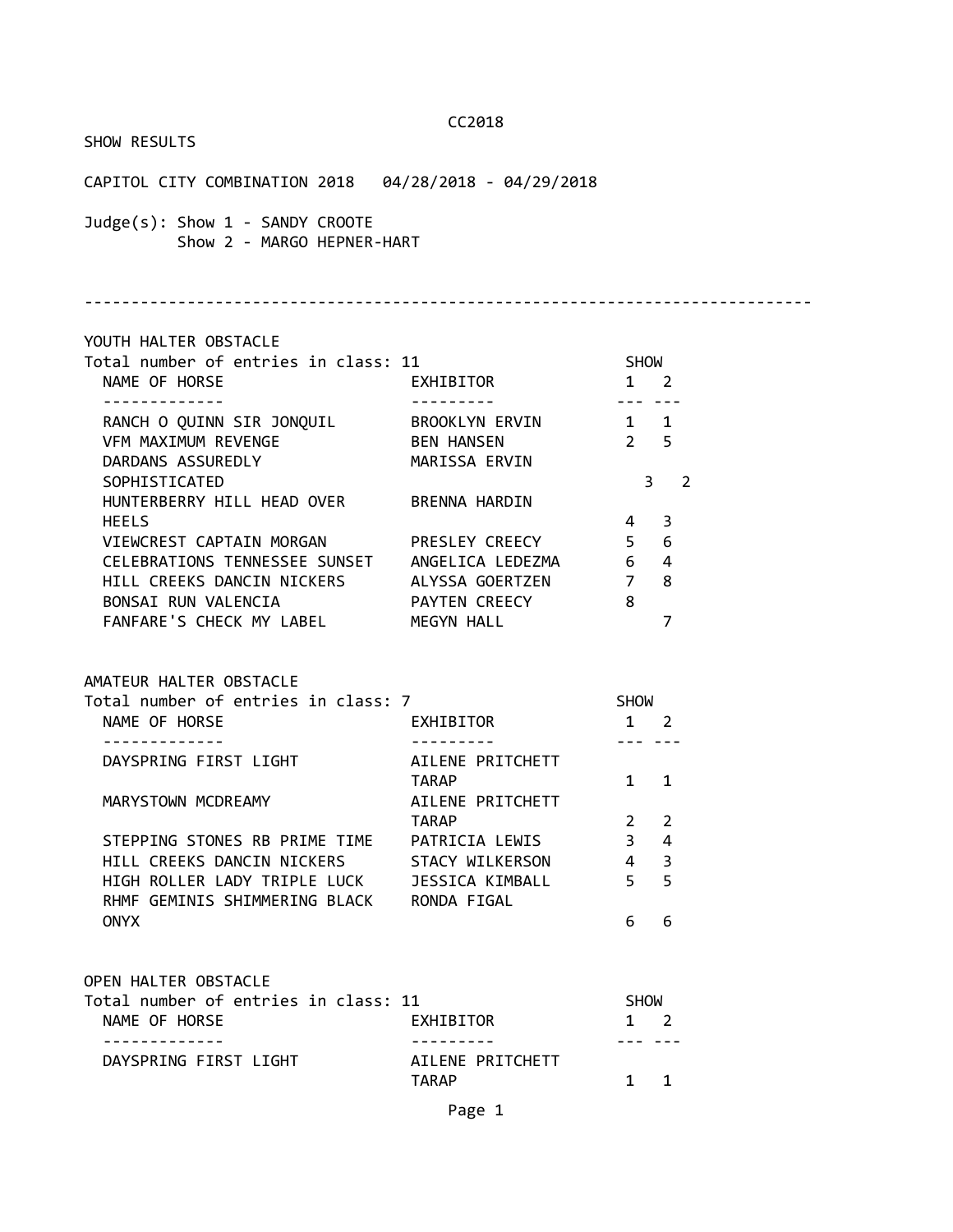CC2018

SHOW RESULTS

CAPITOL CITY COMBINATION 2018 04/28/2018 - 04/29/2018

Judge(s): Show 1 - SANDY CROOTE
Show 2 - MARGO HEPNER-HART

---

## YOUTH HALTER OBSTACLE

Total number of entries in class: 11

| NAME OF HORSE | EXHIBITOR | SHOW 1 | SHOW 2 |
|---|---|---|---|
| RANCH O QUINN SIR JONQUIL | BROOKLYN ERVIN | 1 | 1 |
| VFM MAXIMUM REVENGE | BEN HANSEN | 2 | 5 |
| DARDANS ASSUREDLY SOPHISTICATED | MARISSA ERVIN | 3 | 2 |
| HUNTERBERRY HILL HEAD OVER HEELS | BRENNA HARDIN | 4 | 3 |
| VIEWCREST CAPTAIN MORGAN | PRESLEY CREECY | 5 | 6 |
| CELEBRATIONS TENNESSEE SUNSET | ANGELICA LEDEZMA | 6 | 4 |
| HILL CREEKS DANCIN NICKERS | ALYSSA GOERTZEN | 7 | 8 |
| BONSAI RUN VALENCIA | PAYTEN CREECY | 8 | |
| FANFARE'S CHECK MY LABEL | MEGYN HALL | | 7 |

## AMATEUR HALTER OBSTACLE

Total number of entries in class: 7

| NAME OF HORSE | EXHIBITOR | SHOW 1 | SHOW 2 |
|---|---|---|---|
| DAYSPRING FIRST LIGHT | AILENE PRITCHETT TARAP | 1 | 1 |
| MARYSTOWN MCDREAMY | AILENE PRITCHETT TARAP | 2 | 2 |
| STEPPING STONES RB PRIME TIME | PATRICIA LEWIS | 3 | 4 |
| HILL CREEKS DANCIN NICKERS | STACY WILKERSON | 4 | 3 |
| HIGH ROLLER LADY TRIPLE LUCK | JESSICA KIMBALL | 5 | 5 |
| RHMF GEMINIS SHIMMERING BLACK ONYX | RONDA FIGAL | 6 | 6 |

## OPEN HALTER OBSTACLE

Total number of entries in class: 11

| NAME OF HORSE | EXHIBITOR | SHOW 1 | SHOW 2 |
|---|---|---|---|
| DAYSPRING FIRST LIGHT | AILENE PRITCHETT TARAP | 1 | 1 |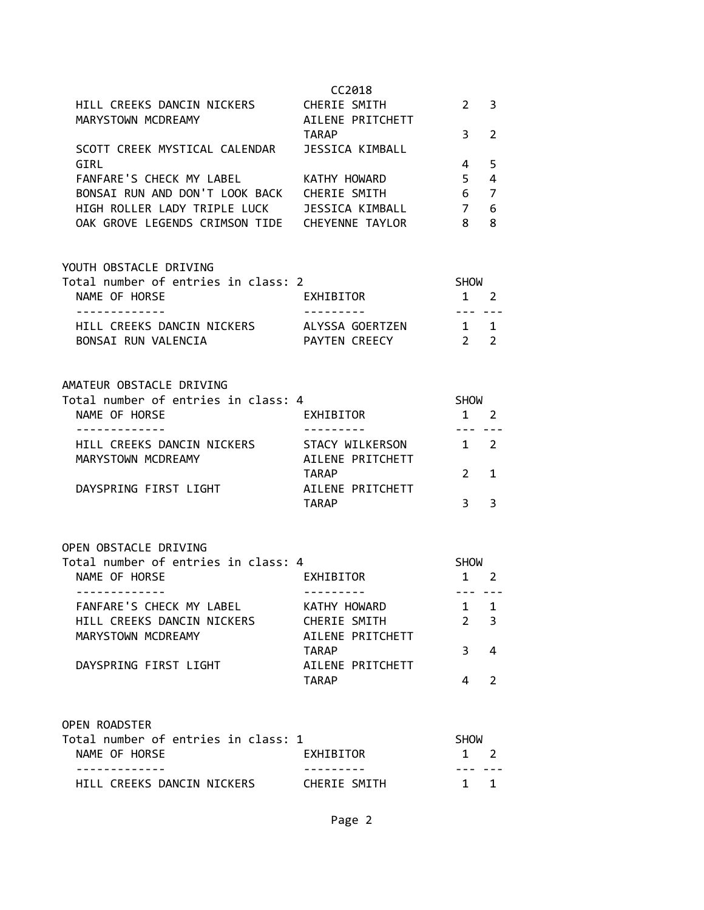CC2018

| NAME OF HORSE | EXHIBITOR | SHOW 1 | SHOW 2 |
|---|---|---|---|
| HILL CREEKS DANCIN NICKERS | CHERIE SMITH | 2 | 3 |
| MARYSTOWN MCDREAMY | AILENE PRITCHETT TARAP | 3 | 2 |
| SCOTT CREEK MYSTICAL CALENDAR GIRL | JESSICA KIMBALL | 4 | 5 |
| FANFARE'S CHECK MY LABEL | KATHY HOWARD | 5 | 4 |
| BONSAI RUN AND DON'T LOOK BACK | CHERIE SMITH | 6 | 7 |
| HIGH ROLLER LADY TRIPLE LUCK | JESSICA KIMBALL | 7 | 6 |
| OAK GROVE LEGENDS CRIMSON TIDE | CHEYENNE TAYLOR | 8 | 8 |

## YOUTH OBSTACLE DRIVING

Total number of entries in class: 2

| NAME OF HORSE | EXHIBITOR | SHOW 1 | SHOW 2 |
|---|---|---|---|
| HILL CREEKS DANCIN NICKERS | ALYSSA GOERTZEN | 1 | 1 |
| BONSAI RUN VALENCIA | PAYTEN CREECY | 2 | 2 |

## AMATEUR OBSTACLE DRIVING

Total number of entries in class: 4

| NAME OF HORSE | EXHIBITOR | SHOW 1 | SHOW 2 |
|---|---|---|---|
| HILL CREEKS DANCIN NICKERS | STACY WILKERSON | 1 | 2 |
| MARYSTOWN MCDREAMY | AILENE PRITCHETT TARAP | 2 | 1 |
| DAYSPRING FIRST LIGHT | AILENE PRITCHETT TARAP | 3 | 3 |

## OPEN OBSTACLE DRIVING

Total number of entries in class: 4

| NAME OF HORSE | EXHIBITOR | SHOW 1 | SHOW 2 |
|---|---|---|---|
| FANFARE'S CHECK MY LABEL | KATHY HOWARD | 1 | 1 |
| HILL CREEKS DANCIN NICKERS | CHERIE SMITH | 2 | 3 |
| MARYSTOWN MCDREAMY | AILENE PRITCHETT TARAP | 3 | 4 |
| DAYSPRING FIRST LIGHT | AILENE PRITCHETT TARAP | 4 | 2 |

## OPEN ROADSTER

Total number of entries in class: 1

| NAME OF HORSE | EXHIBITOR | SHOW 1 | SHOW 2 |
|---|---|---|---|
| HILL CREEKS DANCIN NICKERS | CHERIE SMITH | 1 | 1 |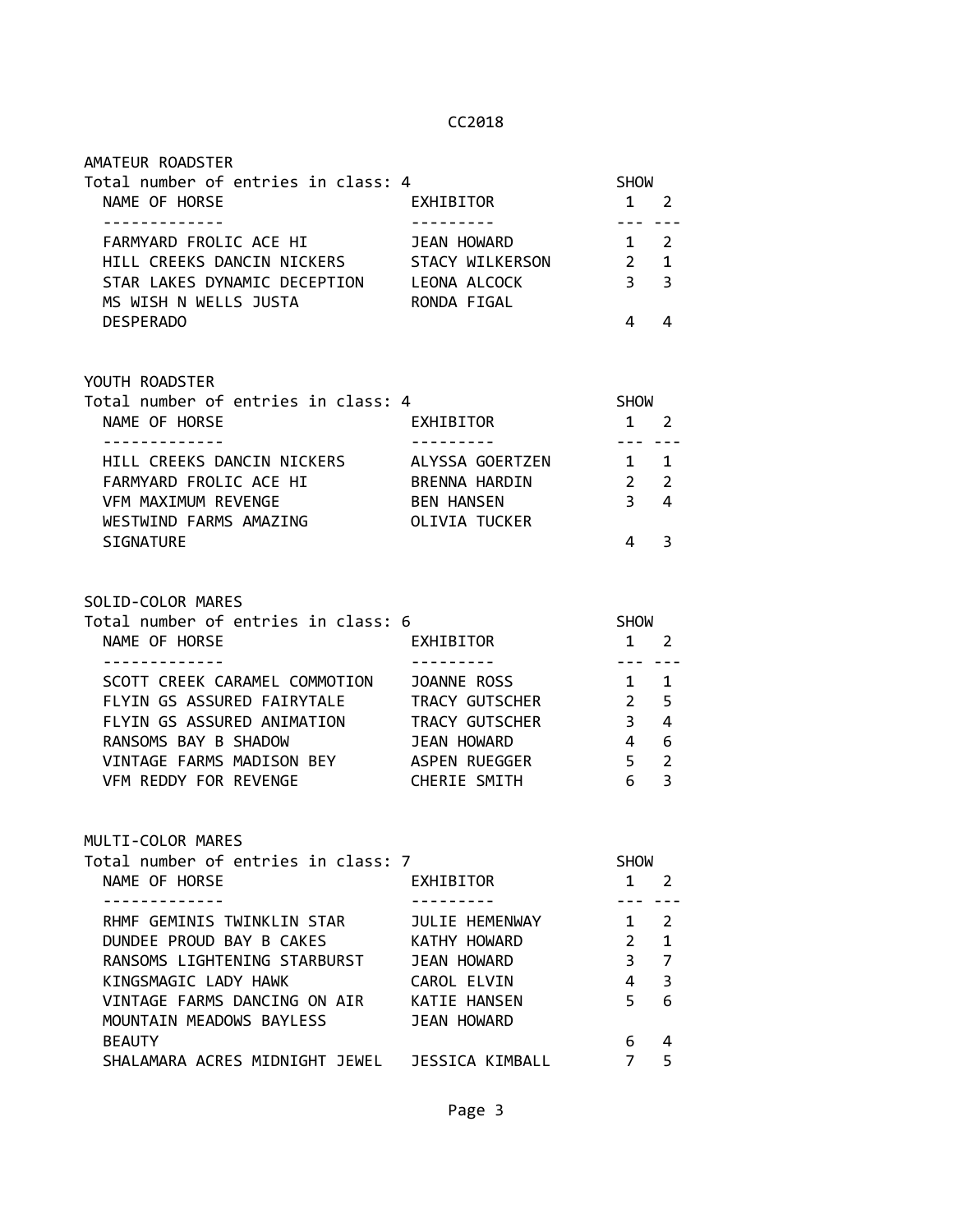CC2018

## AMATEUR ROADSTER

Total number of entries in class: 4

| NAME OF HORSE | EXHIBITOR | SHOW 1 | SHOW 2 |
|---|---|---|---|
| FARMYARD FROLIC ACE HI | JEAN HOWARD | 1 | 2 |
| HILL CREEKS DANCIN NICKERS | STACY WILKERSON | 2 | 1 |
| STAR LAKES DYNAMIC DECEPTION | LEONA ALCOCK | 3 | 3 |
| MS WISH N WELLS JUSTA DESPERADO | RONDA FIGAL | 4 | 4 |

## YOUTH ROADSTER

Total number of entries in class: 4

| NAME OF HORSE | EXHIBITOR | SHOW 1 | SHOW 2 |
|---|---|---|---|
| HILL CREEKS DANCIN NICKERS | ALYSSA GOERTZEN | 1 | 1 |
| FARMYARD FROLIC ACE HI | BRENNA HARDIN | 2 | 2 |
| VFM MAXIMUM REVENGE | BEN HANSEN | 3 | 4 |
| WESTWIND FARMS AMAZING SIGNATURE | OLIVIA TUCKER | 4 | 3 |

## SOLID-COLOR MARES

Total number of entries in class: 6

| NAME OF HORSE | EXHIBITOR | SHOW 1 | SHOW 2 |
|---|---|---|---|
| SCOTT CREEK CARAMEL COMMOTION | JOANNE ROSS | 1 | 1 |
| FLYIN GS ASSURED FAIRYTALE | TRACY GUTSCHER | 2 | 5 |
| FLYIN GS ASSURED ANIMATION | TRACY GUTSCHER | 3 | 4 |
| RANSOMS BAY B SHADOW | JEAN HOWARD | 4 | 6 |
| VINTAGE FARMS MADISON BEY | ASPEN RUEGGER | 5 | 2 |
| VFM REDDY FOR REVENGE | CHERIE SMITH | 6 | 3 |

## MULTI-COLOR MARES

Total number of entries in class: 7

| NAME OF HORSE | EXHIBITOR | SHOW 1 | SHOW 2 |
|---|---|---|---|
| RHMF GEMINIS TWINKLIN STAR | JULIE HEMENWAY | 1 | 2 |
| DUNDEE PROUD BAY B CAKES | KATHY HOWARD | 2 | 1 |
| RANSOMS LIGHTENING STARBURST | JEAN HOWARD | 3 | 7 |
| KINGSMAGIC LADY HAWK | CAROL ELVIN | 4 | 3 |
| VINTAGE FARMS DANCING ON AIR | KATIE HANSEN | 5 | 6 |
| MOUNTAIN MEADOWS BAYLESS BEAUTY | JEAN HOWARD | 6 | 4 |
| SHALAMARA ACRES MIDNIGHT JEWEL | JESSICA KIMBALL | 7 | 5 |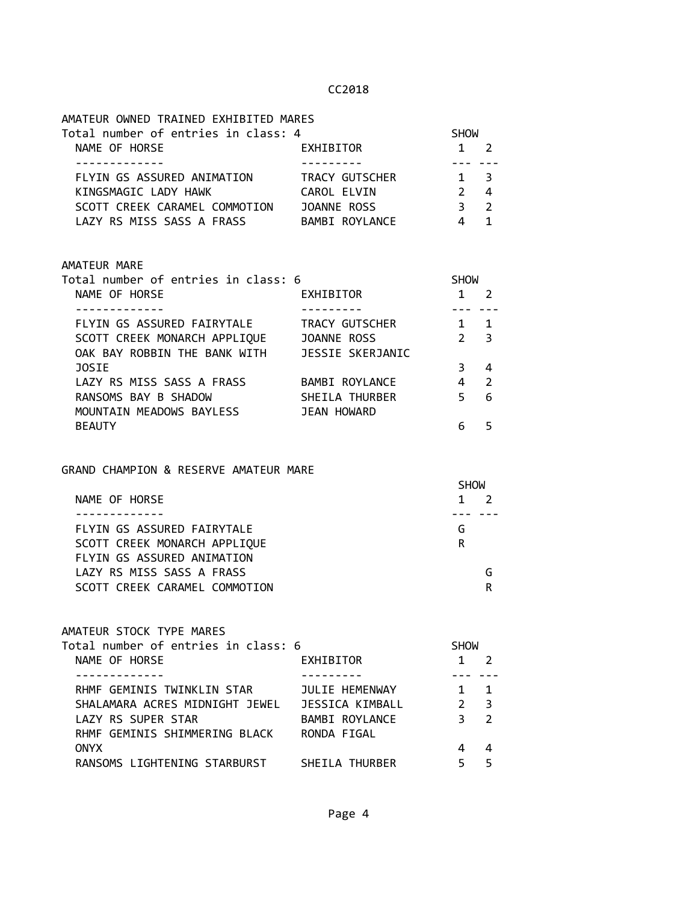CC2018

## AMATEUR OWNED TRAINED EXHIBITED MARES

Total number of entries in class: 4

| NAME OF HORSE | EXHIBITOR | SHOW 1 | SHOW 2 |
|---|---|---|---|
| FLYIN GS ASSURED ANIMATION | TRACY GUTSCHER | 1 | 3 |
| KINGSMAGIC LADY HAWK | CAROL ELVIN | 2 | 4 |
| SCOTT CREEK CARAMEL COMMOTION | JOANNE ROSS | 3 | 2 |
| LAZY RS MISS SASS A FRASS | BAMBI ROYLANCE | 4 | 1 |

## AMATEUR MARE

Total number of entries in class: 6

| NAME OF HORSE | EXHIBITOR | SHOW 1 | SHOW 2 |
|---|---|---|---|
| FLYIN GS ASSURED FAIRYTALE | TRACY GUTSCHER | 1 | 1 |
| SCOTT CREEK MONARCH APPLIQUE | JOANNE ROSS | 2 | 3 |
| OAK BAY ROBBIN THE BANK WITH JOSIE | JESSIE SKERJANIC | 3 | 4 |
| LAZY RS MISS SASS A FRASS | BAMBI ROYLANCE | 4 | 2 |
| RANSOMS BAY B SHADOW | SHEILA THURBER | 5 | 6 |
| MOUNTAIN MEADOWS BAYLESS BEAUTY | JEAN HOWARD | 6 | 5 |

## GRAND CHAMPION & RESERVE AMATEUR MARE

| NAME OF HORSE | SHOW 1 | SHOW 2 |
|---|---|---|
| FLYIN GS ASSURED FAIRYTALE | G | |
| SCOTT CREEK MONARCH APPLIQUE | R | |
| FLYIN GS ASSURED ANIMATION | | |
| LAZY RS MISS SASS A FRASS | | G |
| SCOTT CREEK CARAMEL COMMOTION | | R |

## AMATEUR STOCK TYPE MARES

Total number of entries in class: 6

| NAME OF HORSE | EXHIBITOR | SHOW 1 | SHOW 2 |
|---|---|---|---|
| RHMF GEMINIS TWINKLIN STAR | JULIE HEMENWAY | 1 | 1 |
| SHALAMARA ACRES MIDNIGHT JEWEL | JESSICA KIMBALL | 2 | 3 |
| LAZY RS SUPER STAR | BAMBI ROYLANCE | 3 | 2 |
| RHMF GEMINIS SHIMMERING BLACK ONYX | RONDA FIGAL | 4 | 4 |
| RANSOMS LIGHTENING STARBURST | SHEILA THURBER | 5 | 5 |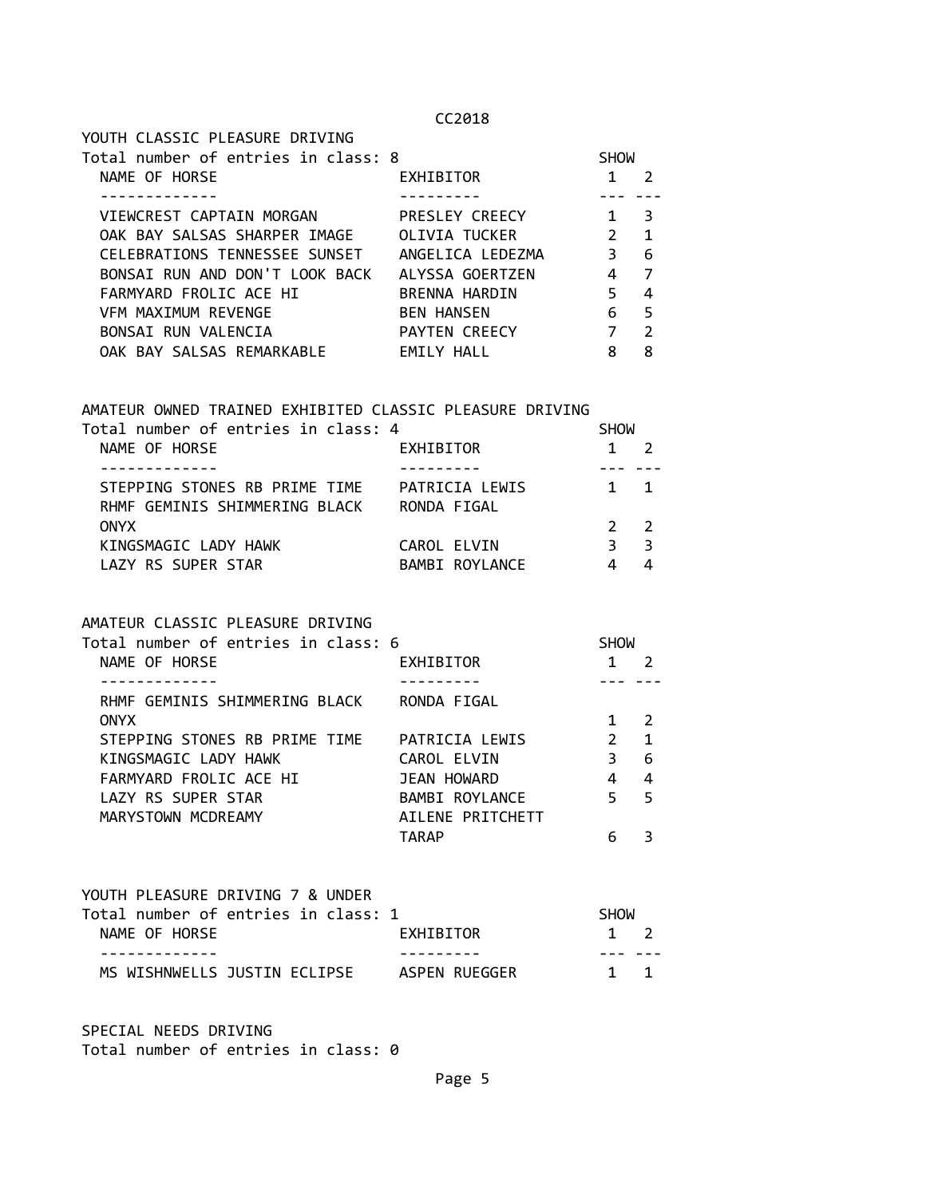CC2018

## YOUTH CLASSIC PLEASURE DRIVING

Total number of entries in class: 8

| NAME OF HORSE | EXHIBITOR | SHOW 1 | SHOW 2 |
|---|---|---|---|
| VIEWCREST CAPTAIN MORGAN | PRESLEY CREECY | 1 | 3 |
| OAK BAY SALSAS SHARPER IMAGE | OLIVIA TUCKER | 2 | 1 |
| CELEBRATIONS TENNESSEE SUNSET | ANGELICA LEDEZMA | 3 | 6 |
| BONSAI RUN AND DON'T LOOK BACK | ALYSSA GOERTZEN | 4 | 7 |
| FARMYARD FROLIC ACE HI | BRENNA HARDIN | 5 | 4 |
| VFM MAXIMUM REVENGE | BEN HANSEN | 6 | 5 |
| BONSAI RUN VALENCIA | PAYTEN CREECY | 7 | 2 |
| OAK BAY SALSAS REMARKABLE | EMILY HALL | 8 | 8 |

## AMATEUR OWNED TRAINED EXHIBITED CLASSIC PLEASURE DRIVING

Total number of entries in class: 4

| NAME OF HORSE | EXHIBITOR | SHOW 1 | SHOW 2 |
|---|---|---|---|
| STEPPING STONES RB PRIME TIME | PATRICIA LEWIS | 1 | 1 |
| RHMF GEMINIS SHIMMERING BLACK ONYX | RONDA FIGAL | 2 | 2 |
| KINGSMAGIC LADY HAWK | CAROL ELVIN | 3 | 3 |
| LAZY RS SUPER STAR | BAMBI ROYLANCE | 4 | 4 |

## AMATEUR CLASSIC PLEASURE DRIVING

Total number of entries in class: 6

| NAME OF HORSE | EXHIBITOR | SHOW 1 | SHOW 2 |
|---|---|---|---|
| RHMF GEMINIS SHIMMERING BLACK ONYX | RONDA FIGAL | 1 | 2 |
| STEPPING STONES RB PRIME TIME | PATRICIA LEWIS | 2 | 1 |
| KINGSMAGIC LADY HAWK | CAROL ELVIN | 3 | 6 |
| FARMYARD FROLIC ACE HI | JEAN HOWARD | 4 | 4 |
| LAZY RS SUPER STAR | BAMBI ROYLANCE | 5 | 5 |
| MARYSTOWN MCDREAMY | AILENE PRITCHETT TARAP | 6 | 3 |

## YOUTH PLEASURE DRIVING 7 & UNDER

Total number of entries in class: 1

| NAME OF HORSE | EXHIBITOR | SHOW 1 | SHOW 2 |
|---|---|---|---|
| MS WISHNWELLS JUSTIN ECLIPSE | ASPEN RUEGGER | 1 | 1 |

## SPECIAL NEEDS DRIVING

Total number of entries in class: 0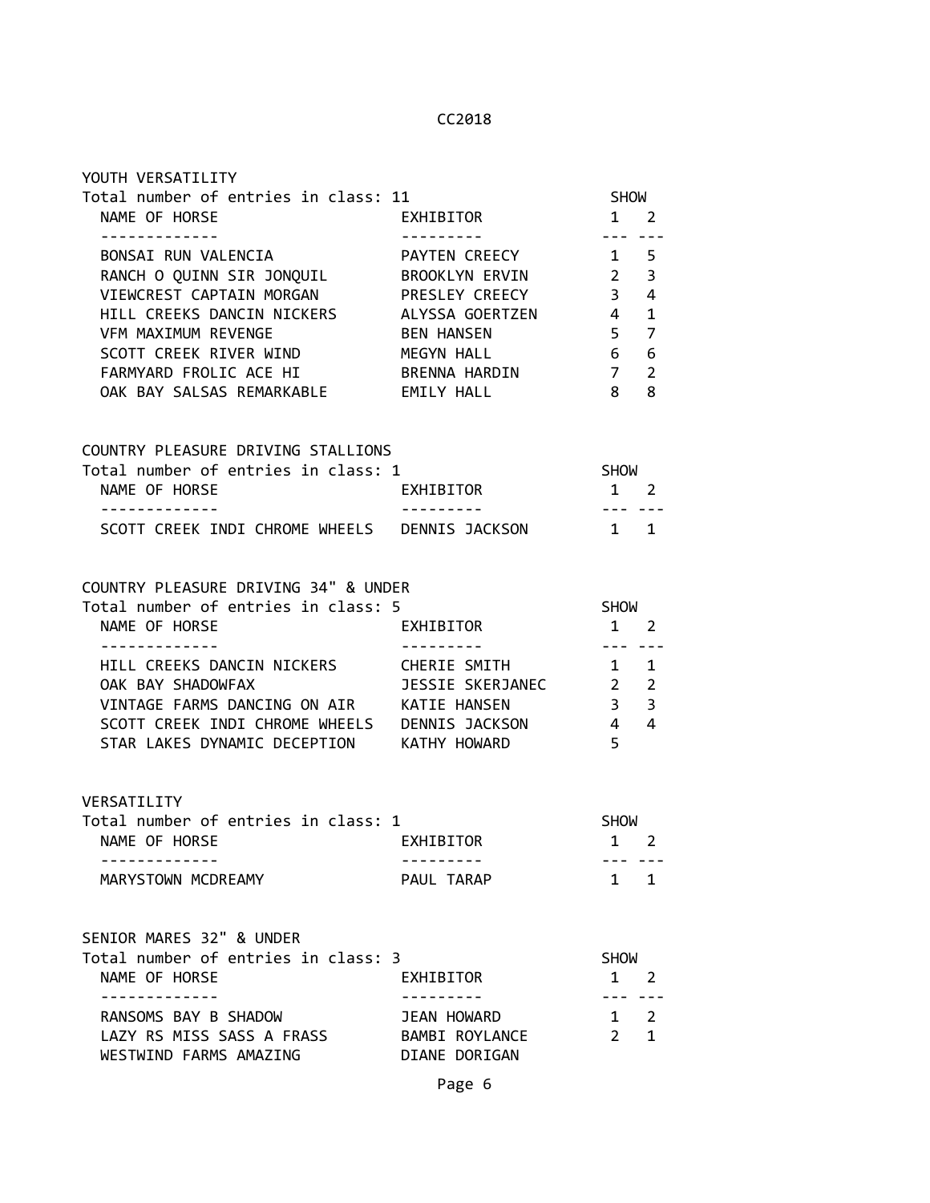CC2018

## YOUTH VERSATILITY

Total number of entries in class: 11

| NAME OF HORSE | EXHIBITOR | SHOW 1 | SHOW 2 |
|---|---|---|---|
| BONSAI RUN VALENCIA | PAYTEN CREECY | 1 | 5 |
| RANCH O QUINN SIR JONQUIL | BROOKLYN ERVIN | 2 | 3 |
| VIEWCREST CAPTAIN MORGAN | PRESLEY CREECY | 3 | 4 |
| HILL CREEKS DANCIN NICKERS | ALYSSA GOERTZEN | 4 | 1 |
| VFM MAXIMUM REVENGE | BEN HANSEN | 5 | 7 |
| SCOTT CREEK RIVER WIND | MEGYN HALL | 6 | 6 |
| FARMYARD FROLIC ACE HI | BRENNA HARDIN | 7 | 2 |
| OAK BAY SALSAS REMARKABLE | EMILY HALL | 8 | 8 |

## COUNTRY PLEASURE DRIVING STALLIONS

Total number of entries in class: 1

| NAME OF HORSE | EXHIBITOR | SHOW 1 | SHOW 2 |
|---|---|---|---|
| SCOTT CREEK INDI CHROME WHEELS | DENNIS JACKSON | 1 | 1 |

## COUNTRY PLEASURE DRIVING 34" & UNDER

Total number of entries in class: 5

| NAME OF HORSE | EXHIBITOR | SHOW 1 | SHOW 2 |
|---|---|---|---|
| HILL CREEKS DANCIN NICKERS | CHERIE SMITH | 1 | 1 |
| OAK BAY SHADOWFAX | JESSIE SKERJANEC | 2 | 2 |
| VINTAGE FARMS DANCING ON AIR | KATIE HANSEN | 3 | 3 |
| SCOTT CREEK INDI CHROME WHEELS | DENNIS JACKSON | 4 | 4 |
| STAR LAKES DYNAMIC DECEPTION | KATHY HOWARD | 5 | |

## VERSATILITY

Total number of entries in class: 1

| NAME OF HORSE | EXHIBITOR | SHOW 1 | SHOW 2 |
|---|---|---|---|
| MARYSTOWN MCDREAMY | PAUL TARAP | 1 | 1 |

## SENIOR MARES 32" & UNDER

Total number of entries in class: 3

| NAME OF HORSE | EXHIBITOR | SHOW 1 | SHOW 2 |
|---|---|---|---|
| RANSOMS BAY B SHADOW | JEAN HOWARD | 1 | 2 |
| LAZY RS MISS SASS A FRASS | BAMBI ROYLANCE | 2 | 1 |
| WESTWIND FARMS AMAZING | DIANE DORIGAN | | |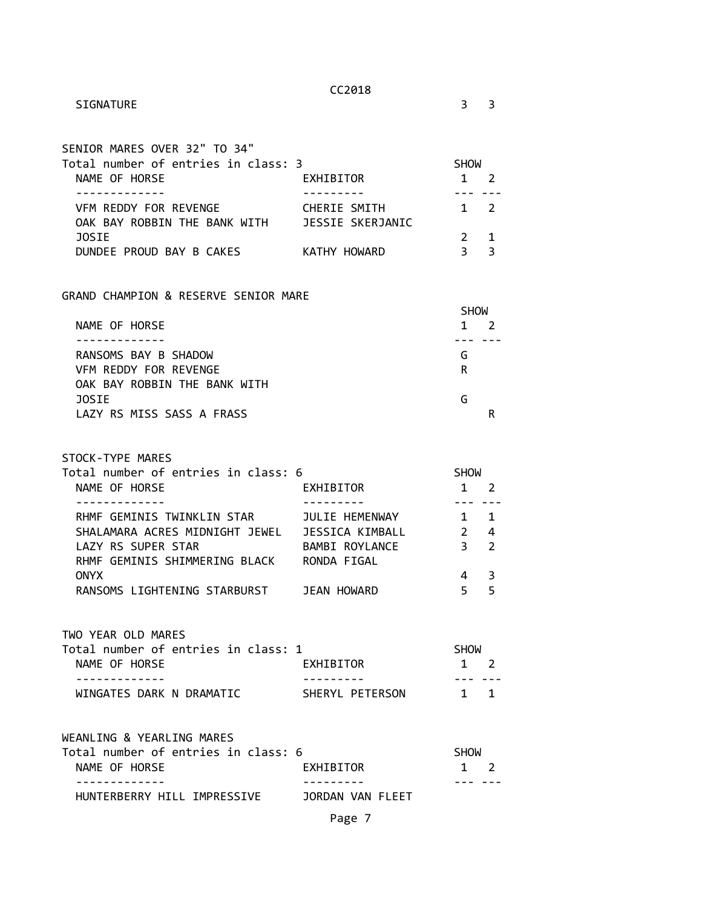| | | SHOW 1 | SHOW 2 |
|---|---|---|---|
| SIGNATURE | | 3 | 3 |

## SENIOR MARES OVER 32" TO 34"

Total number of entries in class: 3

| NAME OF HORSE | EXHIBITOR | SHOW 1 | SHOW 2 |
|---|---|---|---|
| VFM REDDY FOR REVENGE | CHERIE SMITH | 1 | 2 |
| OAK BAY ROBBIN THE BANK WITH JOSIE | JESSIE SKERJANIC | 2 | 1 |
| DUNDEE PROUD BAY B CAKES | KATHY HOWARD | 3 | 3 |

## GRAND CHAMPION & RESERVE SENIOR MARE

| NAME OF HORSE | SHOW 1 | SHOW 2 |
|---|---|---|
| RANSOMS BAY B SHADOW | G | |
| VFM REDDY FOR REVENGE | R | |
| OAK BAY ROBBIN THE BANK WITH JOSIE | G | |
| LAZY RS MISS SASS A FRASS | | R |

## STOCK-TYPE MARES

Total number of entries in class: 6

| NAME OF HORSE | EXHIBITOR | SHOW 1 | SHOW 2 |
|---|---|---|---|
| RHMF GEMINIS TWINKLIN STAR | JULIE HEMENWAY | 1 | 1 |
| SHALAMARA ACRES MIDNIGHT JEWEL | JESSICA KIMBALL | 2 | 4 |
| LAZY RS SUPER STAR | BAMBI ROYLANCE | 3 | 2 |
| RHMF GEMINIS SHIMMERING BLACK ONYX | RONDA FIGAL | 4 | 3 |
| RANSOMS LIGHTENING STARBURST | JEAN HOWARD | 5 | 5 |

## TWO YEAR OLD MARES

Total number of entries in class: 1

| NAME OF HORSE | EXHIBITOR | SHOW 1 | SHOW 2 |
|---|---|---|---|
| WINGATES DARK N DRAMATIC | SHERYL PETERSON | 1 | 1 |

## WEANLING & YEARLING MARES

Total number of entries in class: 6

| NAME OF HORSE | EXHIBITOR | SHOW 1 | SHOW 2 |
|---|---|---|---|
| HUNTERBERRY HILL IMPRESSIVE | JORDAN VAN FLEET | | |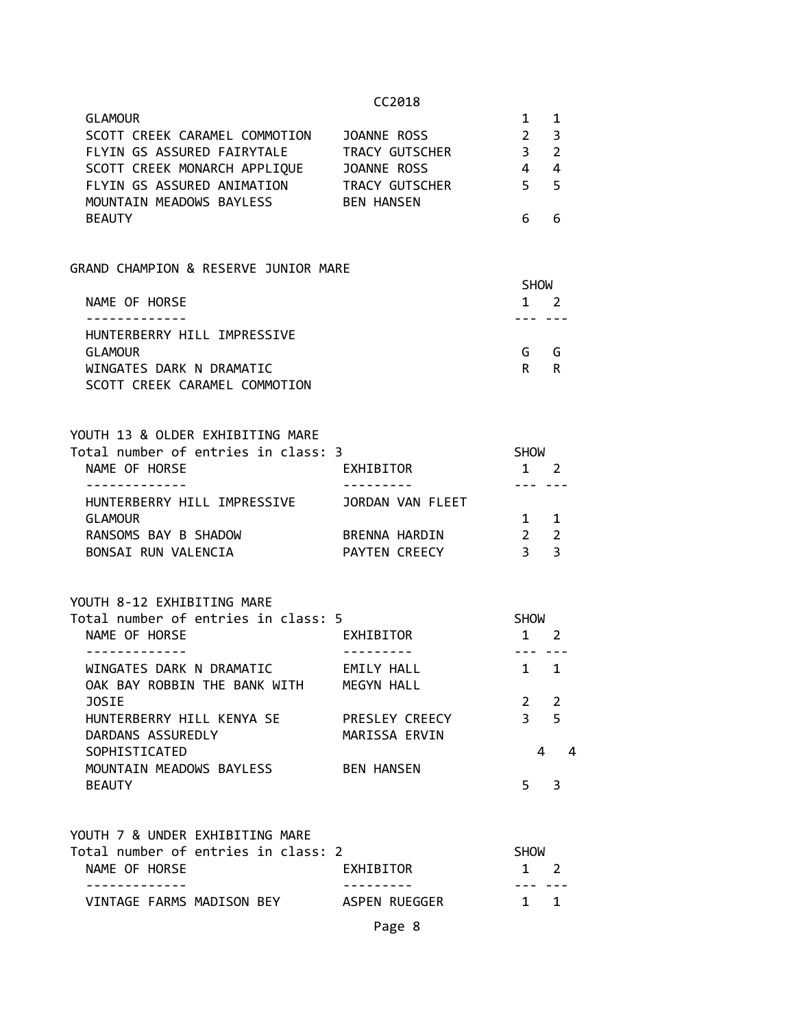| NAME OF HORSE | EXHIBITOR | SHOW 1 | SHOW 2 |
|---|---|---|---|
| GLAMOUR | | 1 | 1 |
| SCOTT CREEK CARAMEL COMMOTION | JOANNE ROSS | 2 | 3 |
| FLYIN GS ASSURED FAIRYTALE | TRACY GUTSCHER | 3 | 2 |
| SCOTT CREEK MONARCH APPLIQUE | JOANNE ROSS | 4 | 4 |
| FLYIN GS ASSURED ANIMATION | TRACY GUTSCHER | 5 | 5 |
| MOUNTAIN MEADOWS BAYLESS BEAUTY | BEN HANSEN | 6 | 6 |

## GRAND CHAMPION & RESERVE JUNIOR MARE

| NAME OF HORSE | SHOW 1 | SHOW 2 |
|---|---|---|
| HUNTERBERRY HILL IMPRESSIVE GLAMOUR | G | G |
| WINGATES DARK N DRAMATIC | R | R |
| SCOTT CREEK CARAMEL COMMOTION | | |

## YOUTH 13 & OLDER EXHIBITING MARE

Total number of entries in class: 3

| NAME OF HORSE | EXHIBITOR | SHOW 1 | SHOW 2 |
|---|---|---|---|
| HUNTERBERRY HILL IMPRESSIVE GLAMOUR | JORDAN VAN FLEET | 1 | 1 |
| RANSOMS BAY B SHADOW | BRENNA HARDIN | 2 | 2 |
| BONSAI RUN VALENCIA | PAYTEN CREECY | 3 | 3 |

## YOUTH 8-12 EXHIBITING MARE

Total number of entries in class: 5

| NAME OF HORSE | EXHIBITOR | SHOW 1 | SHOW 2 |
|---|---|---|---|
| WINGATES DARK N DRAMATIC | EMILY HALL | 1 | 1 |
| OAK BAY ROBBIN THE BANK WITH JOSIE | MEGYN HALL | 2 | 2 |
| HUNTERBERRY HILL KENYA SE | PRESLEY CREECY | 3 | 5 |
| DARDANS ASSUREDLY SOPHISTICATED | MARISSA ERVIN | 4 | 4 |
| MOUNTAIN MEADOWS BAYLESS BEAUTY | BEN HANSEN | 5 | 3 |

## YOUTH 7 & UNDER EXHIBITING MARE

Total number of entries in class: 2

| NAME OF HORSE | EXHIBITOR | SHOW 1 | SHOW 2 |
|---|---|---|---|
| VINTAGE FARMS MADISON BEY | ASPEN RUEGGER | 1 | 1 |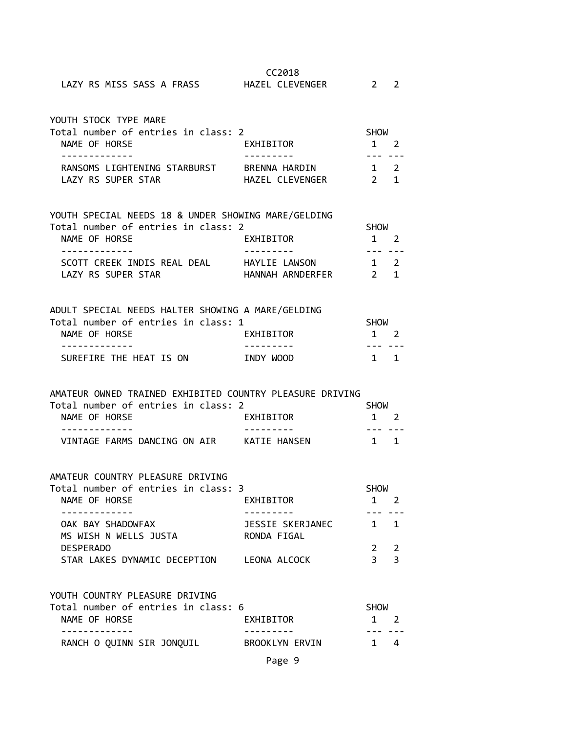| LAZY RS MISS SASS A FRASS | HAZEL CLEVENGER | 2 | 2 |
|---|---|---|---|

### YOUTH STOCK TYPE MARE

Total number of entries in class: 2

| NAME OF HORSE | EXHIBITOR | SHOW 1 | 2 |
|---|---|---|---|
| RANSOMS LIGHTENING STARBURST | BRENNA HARDIN | 1 | 2 |
| LAZY RS SUPER STAR | HAZEL CLEVENGER | 2 | 1 |

### YOUTH SPECIAL NEEDS 18 & UNDER SHOWING MARE/GELDING

Total number of entries in class: 2

| NAME OF HORSE | EXHIBITOR | SHOW 1 | 2 |
|---|---|---|---|
| SCOTT CREEK INDIS REAL DEAL | HAYLIE LAWSON | 1 | 2 |
| LAZY RS SUPER STAR | HANNAH ARNDERFER | 2 | 1 |

### ADULT SPECIAL NEEDS HALTER SHOWING A MARE/GELDING

Total number of entries in class: 1

| NAME OF HORSE | EXHIBITOR | SHOW 1 | 2 |
|---|---|---|---|
| SUREFIRE THE HEAT IS ON | INDY WOOD | 1 | 1 |

### AMATEUR OWNED TRAINED EXHIBITED COUNTRY PLEASURE DRIVING

Total number of entries in class: 2

| NAME OF HORSE | EXHIBITOR | SHOW 1 | 2 |
|---|---|---|---|
| VINTAGE FARMS DANCING ON AIR | KATIE HANSEN | 1 | 1 |

### AMATEUR COUNTRY PLEASURE DRIVING

Total number of entries in class: 3

| NAME OF HORSE | EXHIBITOR | SHOW 1 | 2 |
|---|---|---|---|
| OAK BAY SHADOWFAX | JESSIE SKERJANEC | 1 | 1 |
| MS WISH N WELLS JUSTA DESPERADO | RONDA FIGAL | 2 | 2 |
| STAR LAKES DYNAMIC DECEPTION | LEONA ALCOCK | 3 | 3 |

### YOUTH COUNTRY PLEASURE DRIVING

Total number of entries in class: 6

| NAME OF HORSE | EXHIBITOR | SHOW 1 | 2 |
|---|---|---|---|
| RANCH O QUINN SIR JONQUIL | BROOKLYN ERVIN | 1 | 4 |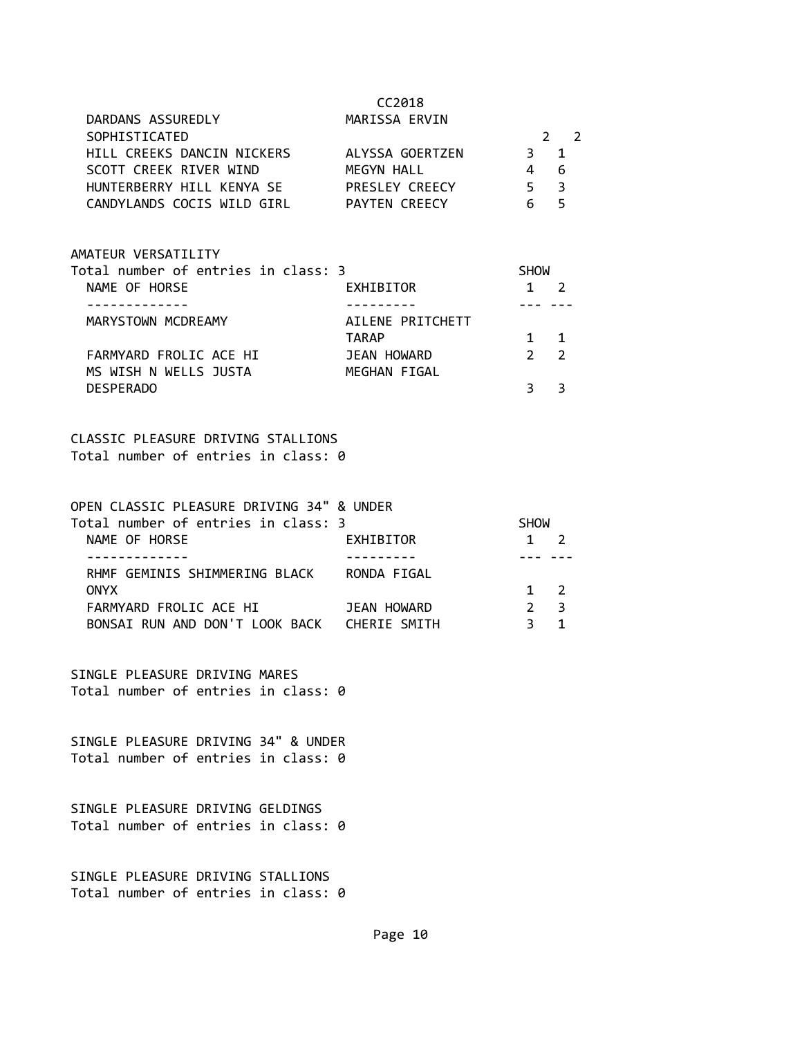| NAME OF HORSE | EXHIBITOR | 1 | 2 |
|---|---|---|---|
| | CC2018 | | |
| DARDANS ASSUREDLY SOPHISTICATED | MARISSA ERVIN | 2 | 2 |
| HILL CREEKS DANCIN NICKERS | ALYSSA GOERTZEN | 3 | 1 |
| SCOTT CREEK RIVER WIND | MEGYN HALL | 4 | 6 |
| HUNTERBERRY HILL KENYA SE | PRESLEY CREECY | 5 | 3 |
| CANDYLANDS COCIS WILD GIRL | PAYTEN CREECY | 6 | 5 |

AMATEUR VERSATILITY

Total number of entries in class: 3

| NAME OF HORSE | EXHIBITOR | SHOW 1 | 2 |
|---|---|---|---|
| MARYSTOWN MCDREAMY | AILENE PRITCHETT TARAP | 1 | 1 |
| FARMYARD FROLIC ACE HI | JEAN HOWARD | 2 | 2 |
| MS WISH N WELLS JUSTA DESPERADO | MEGHAN FIGAL | 3 | 3 |

CLASSIC PLEASURE DRIVING STALLIONS

Total number of entries in class: 0

OPEN CLASSIC PLEASURE DRIVING 34" & UNDER

Total number of entries in class: 3

| NAME OF HORSE | EXHIBITOR | SHOW 1 | 2 |
|---|---|---|---|
| RHMF GEMINIS SHIMMERING BLACK ONYX | RONDA FIGAL | 1 | 2 |
| FARMYARD FROLIC ACE HI | JEAN HOWARD | 2 | 3 |
| BONSAI RUN AND DON'T LOOK BACK | CHERIE SMITH | 3 | 1 |

SINGLE PLEASURE DRIVING MARES

Total number of entries in class: 0

SINGLE PLEASURE DRIVING 34" & UNDER

Total number of entries in class: 0

SINGLE PLEASURE DRIVING GELDINGS

Total number of entries in class: 0

SINGLE PLEASURE DRIVING STALLIONS

Total number of entries in class: 0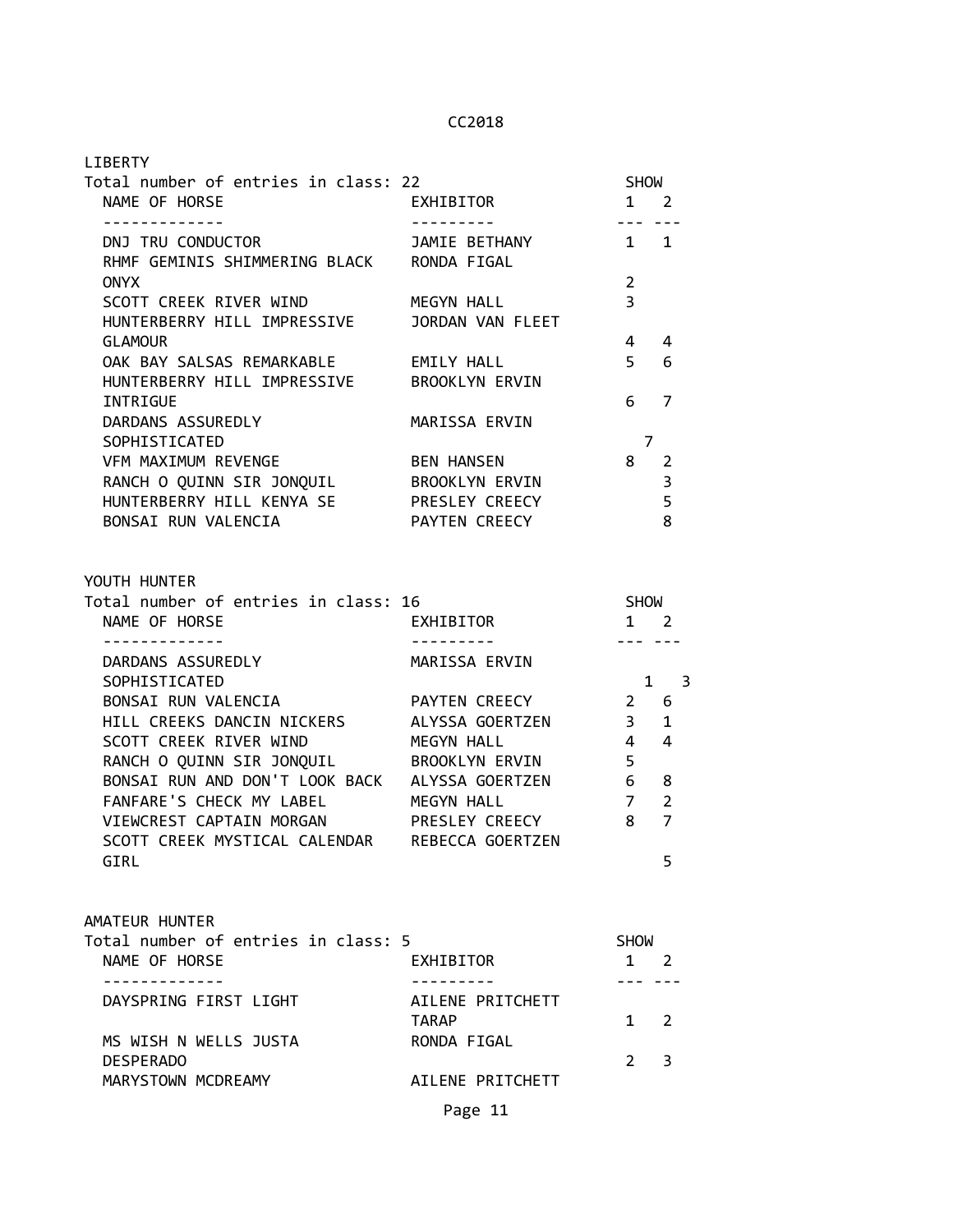## LIBERTY

Total number of entries in class: 22

| NAME OF HORSE | EXHIBITOR | SHOW 1 | SHOW 2 |
|---|---|---|---|
| DNJ TRU CONDUCTOR | JAMIE BETHANY | 1 | 1 |
| RHMF GEMINIS SHIMMERING BLACK ONYX | RONDA FIGAL | 2 | |
| SCOTT CREEK RIVER WIND | MEGYN HALL | 3 | |
| HUNTERBERRY HILL IMPRESSIVE GLAMOUR | JORDAN VAN FLEET | 4 | 4 |
| OAK BAY SALSAS REMARKABLE | EMILY HALL | 5 | 6 |
| HUNTERBERRY HILL IMPRESSIVE INTRIGUE | BROOKLYN ERVIN | 6 | 7 |
| DARDANS ASSUREDLY SOPHISTICATED | MARISSA ERVIN | 7 | |
| VFM MAXIMUM REVENGE | BEN HANSEN | 8 | 2 |
| RANCH O QUINN SIR JONQUIL | BROOKLYN ERVIN | | 3 |
| HUNTERBERRY HILL KENYA SE | PRESLEY CREECY | | 5 |
| BONSAI RUN VALENCIA | PAYTEN CREECY | | 8 |

## YOUTH HUNTER

Total number of entries in class: 16

| NAME OF HORSE | EXHIBITOR | SHOW 1 | SHOW 2 |
|---|---|---|---|
| DARDANS ASSUREDLY SOPHISTICATED | MARISSA ERVIN | 1 | 3 |
| BONSAI RUN VALENCIA | PAYTEN CREECY | 2 | 6 |
| HILL CREEKS DANCIN NICKERS | ALYSSA GOERTZEN | 3 | 1 |
| SCOTT CREEK RIVER WIND | MEGYN HALL | 4 | 4 |
| RANCH O QUINN SIR JONQUIL | BROOKLYN ERVIN | 5 | |
| BONSAI RUN AND DON'T LOOK BACK | ALYSSA GOERTZEN | 6 | 8 |
| FANFARE'S CHECK MY LABEL | MEGYN HALL | 7 | 2 |
| VIEWCREST CAPTAIN MORGAN | PRESLEY CREECY | 8 | 7 |
| SCOTT CREEK MYSTICAL CALENDAR GIRL | REBECCA GOERTZEN | | 5 |

## AMATEUR HUNTER

Total number of entries in class: 5

| NAME OF HORSE | EXHIBITOR | SHOW 1 | SHOW 2 |
|---|---|---|---|
| DAYSPRING FIRST LIGHT | AILENE PRITCHETT TARAP | 1 | 2 |
| MS WISH N WELLS JUSTA DESPERADO | RONDA FIGAL | 2 | 3 |
| MARYSTOWN MCDREAMY | AILENE PRITCHETT | | |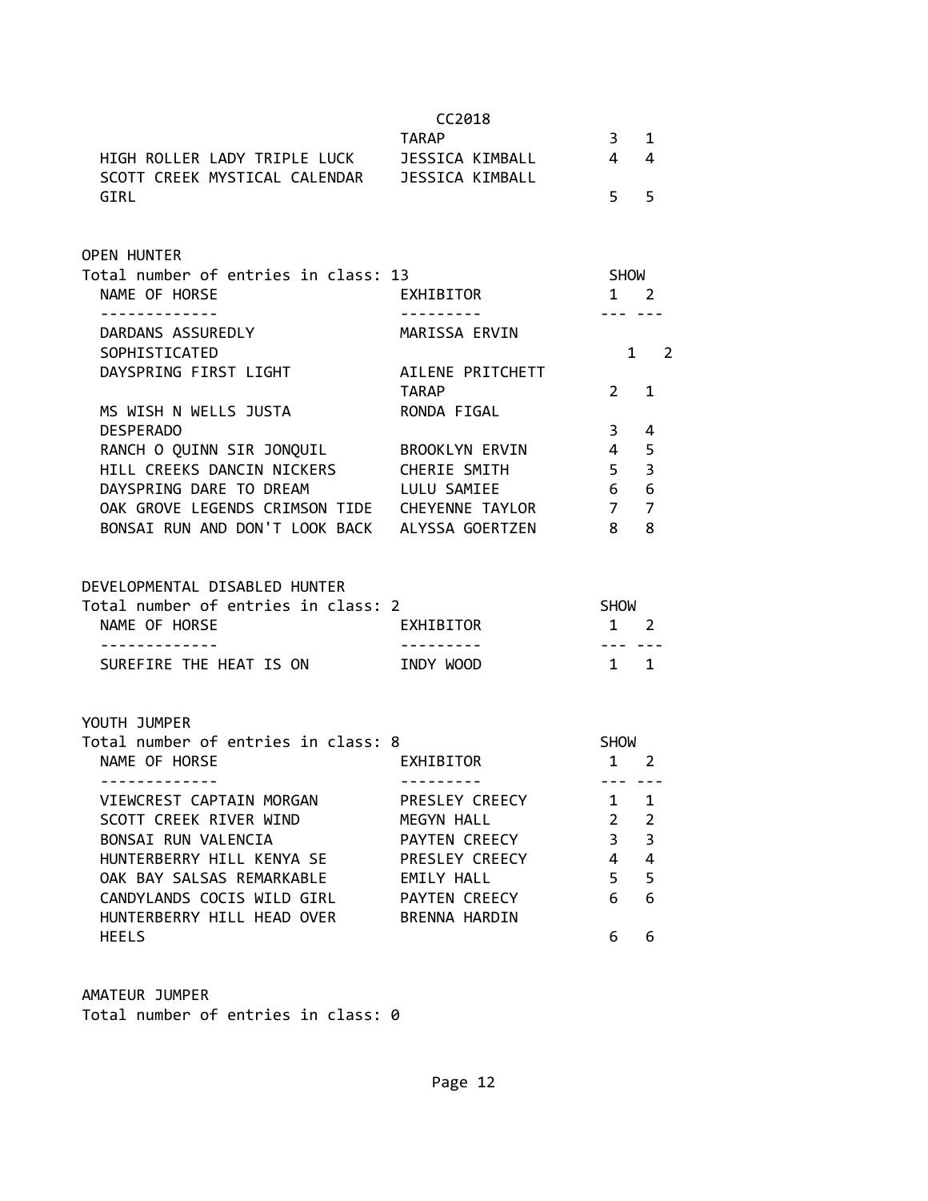| | CC2018 | |
| --- | --- | --- |
| | TARAP | 3 1 |
| HIGH ROLLER LADY TRIPLE LUCK | JESSICA KIMBALL | 4 4 |
| SCOTT CREEK MYSTICAL CALENDAR GIRL | JESSICA KIMBALL | 5 5 |

## OPEN HUNTER

Total number of entries in class: 13

| NAME OF HORSE | EXHIBITOR | SHOW 1 | SHOW 2 |
| --- | --- | --- | --- |
| DARDANS ASSUREDLY SOPHISTICATED | MARISSA ERVIN | 1 | 2 |
| DAYSPRING FIRST LIGHT | AILENE PRITCHETT TARAP | 2 | 1 |
| MS WISH N WELLS JUSTA DESPERADO | RONDA FIGAL | 3 | 4 |
| RANCH O QUINN SIR JONQUIL | BROOKLYN ERVIN | 4 | 5 |
| HILL CREEKS DANCIN NICKERS | CHERIE SMITH | 5 | 3 |
| DAYSPRING DARE TO DREAM | LULU SAMIEE | 6 | 6 |
| OAK GROVE LEGENDS CRIMSON TIDE | CHEYENNE TAYLOR | 7 | 7 |
| BONSAI RUN AND DON'T LOOK BACK | ALYSSA GOERTZEN | 8 | 8 |

## DEVELOPMENTAL DISABLED HUNTER

Total number of entries in class: 2

| NAME OF HORSE | EXHIBITOR | SHOW 1 | SHOW 2 |
| --- | --- | --- | --- |
| SUREFIRE THE HEAT IS ON | INDY WOOD | 1 | 1 |

## YOUTH JUMPER

Total number of entries in class: 8

| NAME OF HORSE | EXHIBITOR | SHOW 1 | SHOW 2 |
| --- | --- | --- | --- |
| VIEWCREST CAPTAIN MORGAN | PRESLEY CREECY | 1 | 1 |
| SCOTT CREEK RIVER WIND | MEGYN HALL | 2 | 2 |
| BONSAI RUN VALENCIA | PAYTEN CREECY | 3 | 3 |
| HUNTERBERRY HILL KENYA SE | PRESLEY CREECY | 4 | 4 |
| OAK BAY SALSAS REMARKABLE | EMILY HALL | 5 | 5 |
| CANDYLANDS COCIS WILD GIRL | PAYTEN CREECY | 6 | 6 |
| HUNTERBERRY HILL HEAD OVER HEELS | BRENNA HARDIN | 6 | 6 |

## AMATEUR JUMPER

Total number of entries in class: 0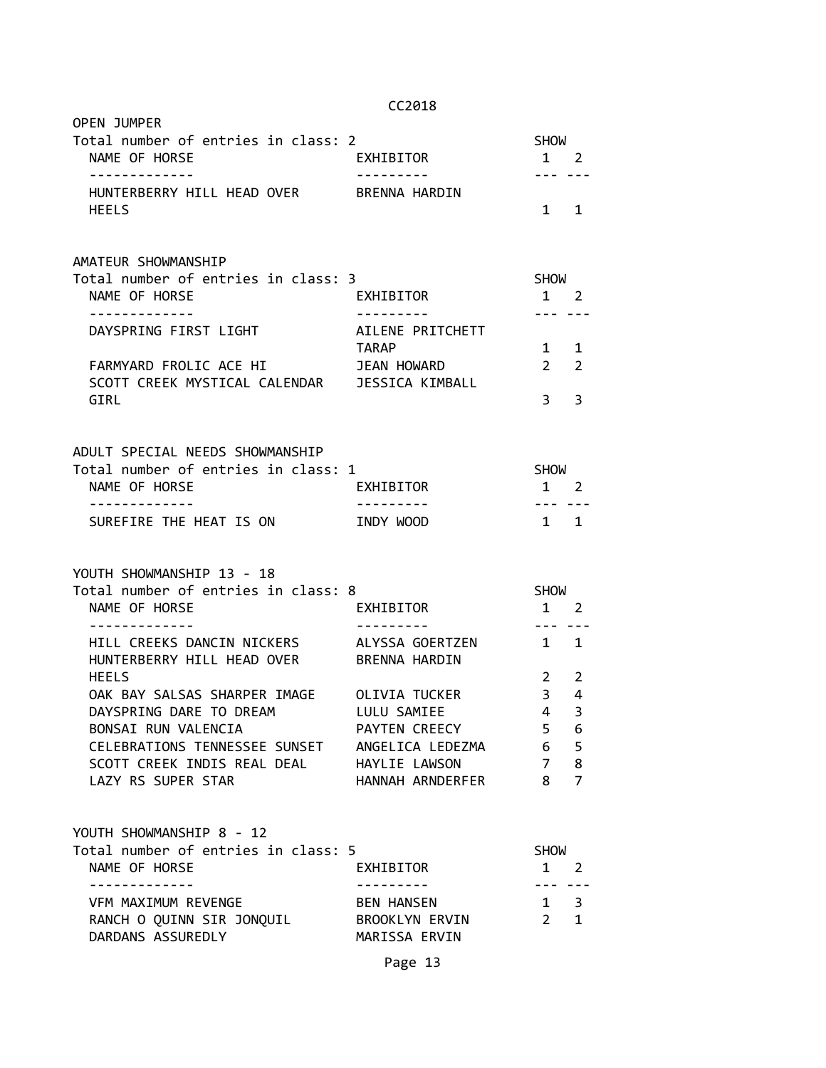## OPEN JUMPER

Total number of entries in class: 2

| NAME OF HORSE | EXHIBITOR | SHOW 1 | SHOW 2 |
|---|---|---|---|
| HUNTERBERRY HILL HEAD OVER HEELS | BRENNA HARDIN | 1 | 1 |

## AMATEUR SHOWMANSHIP

Total number of entries in class: 3

| NAME OF HORSE | EXHIBITOR | SHOW 1 | SHOW 2 |
|---|---|---|---|
| DAYSPRING FIRST LIGHT | AILENE PRITCHETT TARAP | 1 | 1 |
| FARMYARD FROLIC ACE HI | JEAN HOWARD | 2 | 2 |
| SCOTT CREEK MYSTICAL CALENDAR GIRL | JESSICA KIMBALL | 3 | 3 |

## ADULT SPECIAL NEEDS SHOWMANSHIP

Total number of entries in class: 1

| NAME OF HORSE | EXHIBITOR | SHOW 1 | SHOW 2 |
|---|---|---|---|
| SUREFIRE THE HEAT IS ON | INDY WOOD | 1 | 1 |

## YOUTH SHOWMANSHIP 13 - 18

Total number of entries in class: 8

| NAME OF HORSE | EXHIBITOR | SHOW 1 | SHOW 2 |
|---|---|---|---|
| HILL CREEKS DANCIN NICKERS | ALYSSA GOERTZEN | 1 | 1 |
| HUNTERBERRY HILL HEAD OVER HEELS | BRENNA HARDIN | 2 | 2 |
| OAK BAY SALSAS SHARPER IMAGE | OLIVIA TUCKER | 3 | 4 |
| DAYSPRING DARE TO DREAM | LULU SAMIEE | 4 | 3 |
| BONSAI RUN VALENCIA | PAYTEN CREECY | 5 | 6 |
| CELEBRATIONS TENNESSEE SUNSET | ANGELICA LEDEZMA | 6 | 5 |
| SCOTT CREEK INDIS REAL DEAL | HAYLIE LAWSON | 7 | 8 |
| LAZY RS SUPER STAR | HANNAH ARNDERFER | 8 | 7 |

## YOUTH SHOWMANSHIP 8 - 12

Total number of entries in class: 5

| NAME OF HORSE | EXHIBITOR | SHOW 1 | SHOW 2 |
|---|---|---|---|
| VFM MAXIMUM REVENGE | BEN HANSEN | 1 | 3 |
| RANCH O QUINN SIR JONQUIL | BROOKLYN ERVIN | 2 | 1 |
| DARDANS ASSUREDLY | MARISSA ERVIN | | |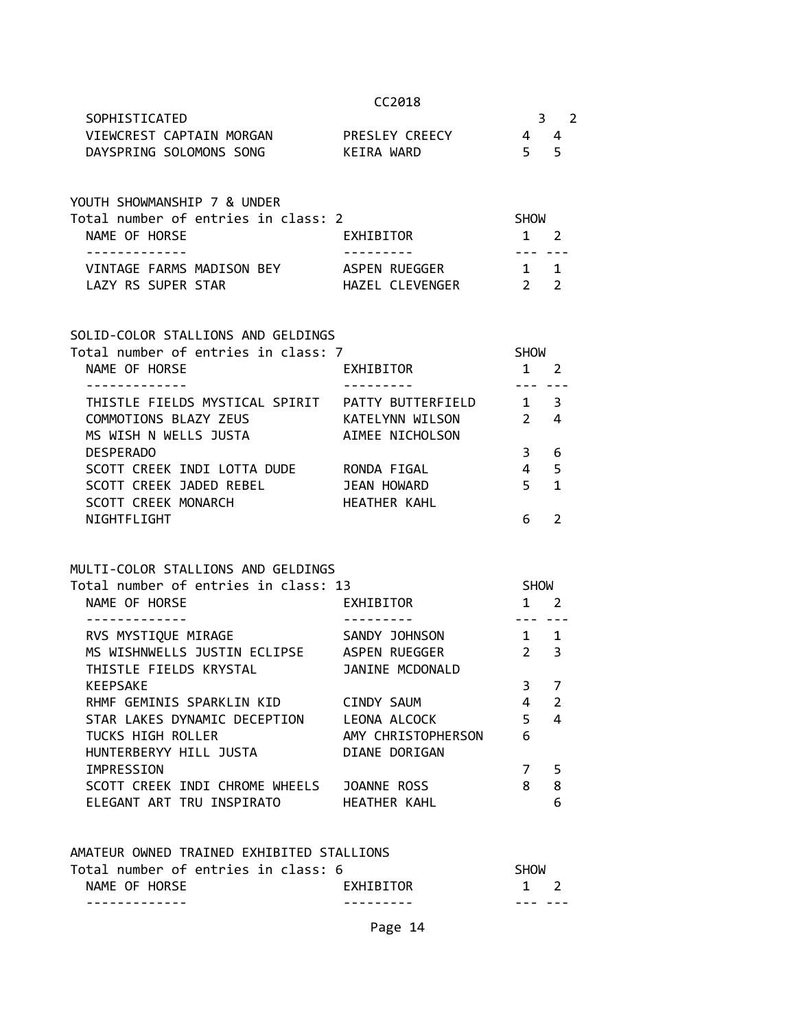| | | | |
|---|---|---|---|
| SOPHISTICATED | | 3 | 2 |
| VIEWCREST CAPTAIN MORGAN | PRESLEY CREECY | 4 | 4 |
| DAYSPRING SOLOMONS SONG | KEIRA WARD | 5 | 5 |

YOUTH SHOWMANSHIP 7 & UNDER

Total number of entries in class: 2

| NAME OF HORSE | EXHIBITOR | SHOW 1 | 2 |
|---|---|---|---|
| VINTAGE FARMS MADISON BEY | ASPEN RUEGGER | 1 | 1 |
| LAZY RS SUPER STAR | HAZEL CLEVENGER | 2 | 2 |

SOLID-COLOR STALLIONS AND GELDINGS

Total number of entries in class: 7

| NAME OF HORSE | EXHIBITOR | SHOW 1 | 2 |
|---|---|---|---|
| THISTLE FIELDS MYSTICAL SPIRIT | PATTY BUTTERFIELD | 1 | 3 |
| COMMOTIONS BLAZY ZEUS | KATELYNN WILSON | 2 | 4 |
| MS WISH N WELLS JUSTA DESPERADO | AIMEE NICHOLSON | 3 | 6 |
| SCOTT CREEK INDI LOTTA DUDE | RONDA FIGAL | 4 | 5 |
| SCOTT CREEK JADED REBEL | JEAN HOWARD | 5 | 1 |
| SCOTT CREEK MONARCH NIGHTFLIGHT | HEATHER KAHL | 6 | 2 |

MULTI-COLOR STALLIONS AND GELDINGS

Total number of entries in class: 13

| NAME OF HORSE | EXHIBITOR | SHOW 1 | 2 |
|---|---|---|---|
| RVS MYSTIQUE MIRAGE | SANDY JOHNSON | 1 | 1 |
| MS WISHNWELLS JUSTIN ECLIPSE | ASPEN RUEGGER | 2 | 3 |
| THISTLE FIELDS KRYSTAL KEEPSAKE | JANINE MCDONALD | 3 | 7 |
| RHMF GEMINIS SPARKLIN KID | CINDY SAUM | 4 | 2 |
| STAR LAKES DYNAMIC DECEPTION | LEONA ALCOCK | 5 | 4 |
| TUCKS HIGH ROLLER | AMY CHRISTOPHERSON | 6 | |
| HUNTERBERYY HILL JUSTA IMPRESSION | DIANE DORIGAN | 7 | 5 |
| SCOTT CREEK INDI CHROME WHEELS | JOANNE ROSS | 8 | 8 |
| ELEGANT ART TRU INSPIRATO | HEATHER KAHL | | 6 |

AMATEUR OWNED TRAINED EXHIBITED STALLIONS

Total number of entries in class: 6

| NAME OF HORSE | EXHIBITOR | SHOW 1 | 2 |
|---|---|---|---|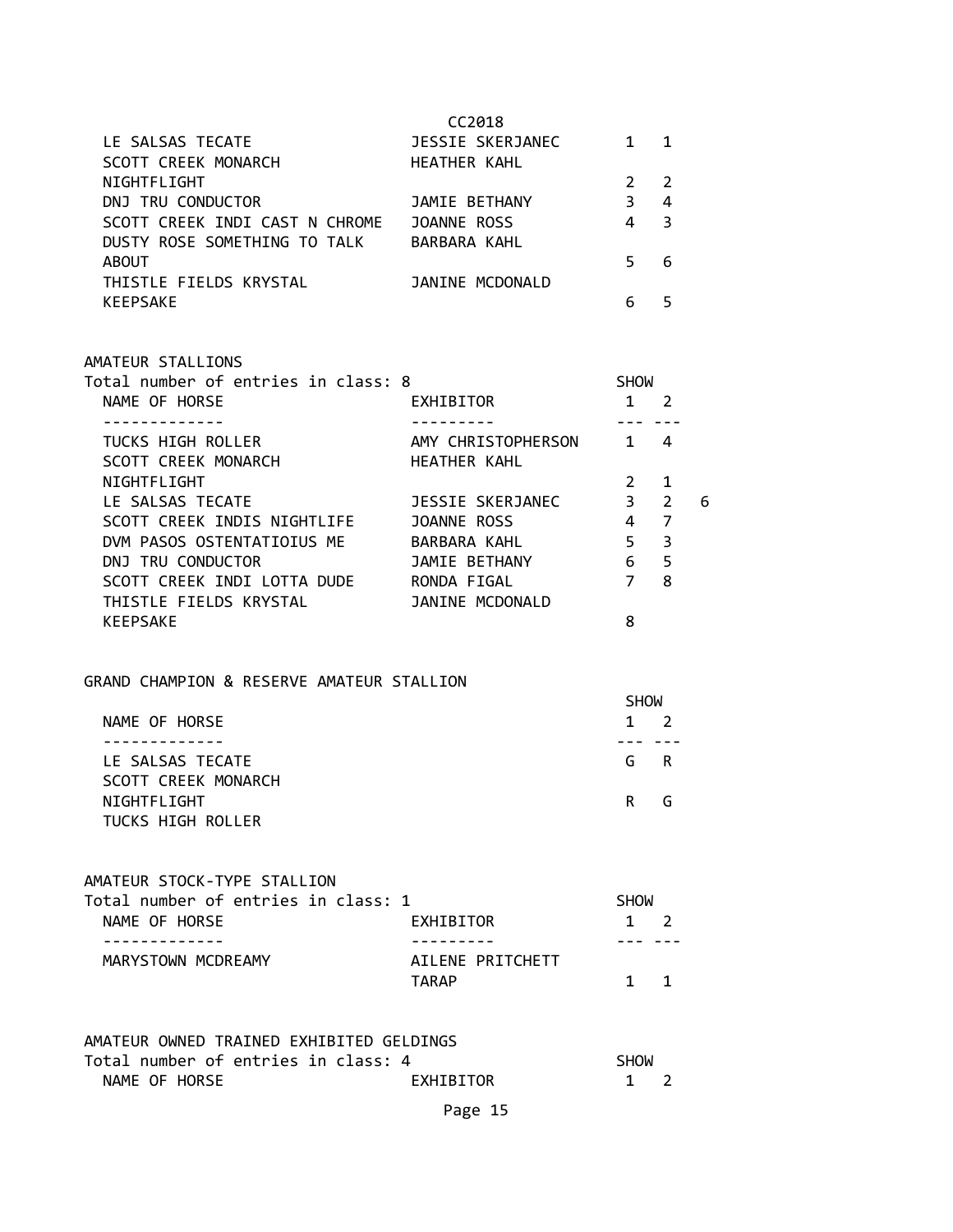CC2018

| NAME OF HORSE | EXHIBITOR | SHOW 1 | SHOW 2 |
|---|---|---|---|
| LE SALSAS TECATE | JESSIE SKERJANEC | 1 | 1 |
| SCOTT CREEK MONARCH NIGHTFLIGHT | HEATHER KAHL | 2 | 2 |
| DNJ TRU CONDUCTOR | JAMIE BETHANY | 3 | 4 |
| SCOTT CREEK INDI CAST N CHROME | JOANNE ROSS | 4 | 3 |
| DUSTY ROSE SOMETHING TO TALK ABOUT | BARBARA KAHL | 5 | 6 |
| THISTLE FIELDS KRYSTAL KEEPSAKE | JANINE MCDONALD | 6 | 5 |

AMATEUR STALLIONS

Total number of entries in class: 8

| NAME OF HORSE | EXHIBITOR | SHOW 1 | SHOW 2 | |
|---|---|---|---|---|
| TUCKS HIGH ROLLER | AMY CHRISTOPHERSON | 1 | 4 | |
| SCOTT CREEK MONARCH NIGHTFLIGHT | HEATHER KAHL | 2 | 1 | |
| LE SALSAS TECATE | JESSIE SKERJANEC | 3 | 2 | 6 |
| SCOTT CREEK INDIS NIGHTLIFE | JOANNE ROSS | 4 | 7 | |
| DVM PASOS OSTENTATIOIUS ME | BARBARA KAHL | 5 | 3 | |
| DNJ TRU CONDUCTOR | JAMIE BETHANY | 6 | 5 | |
| SCOTT CREEK INDI LOTTA DUDE | RONDA FIGAL | 7 | 8 | |
| THISTLE FIELDS KRYSTAL KEEPSAKE | JANINE MCDONALD | 8 | | |

GRAND CHAMPION & RESERVE AMATEUR STALLION

| NAME OF HORSE | SHOW 1 | SHOW 2 |
|---|---|---|
| LE SALSAS TECATE | G | R |
| SCOTT CREEK MONARCH NIGHTFLIGHT | R | G |
| TUCKS HIGH ROLLER | | |

AMATEUR STOCK-TYPE STALLION

Total number of entries in class: 1

| NAME OF HORSE | EXHIBITOR | SHOW 1 | SHOW 2 |
|---|---|---|---|
| MARYSTOWN MCDREAMY | AILENE PRITCHETT TARAP | 1 | 1 |

AMATEUR OWNED TRAINED EXHIBITED GELDINGS

Total number of entries in class: 4

| NAME OF HORSE | EXHIBITOR | SHOW 1 | SHOW 2 |
|---|---|---|---|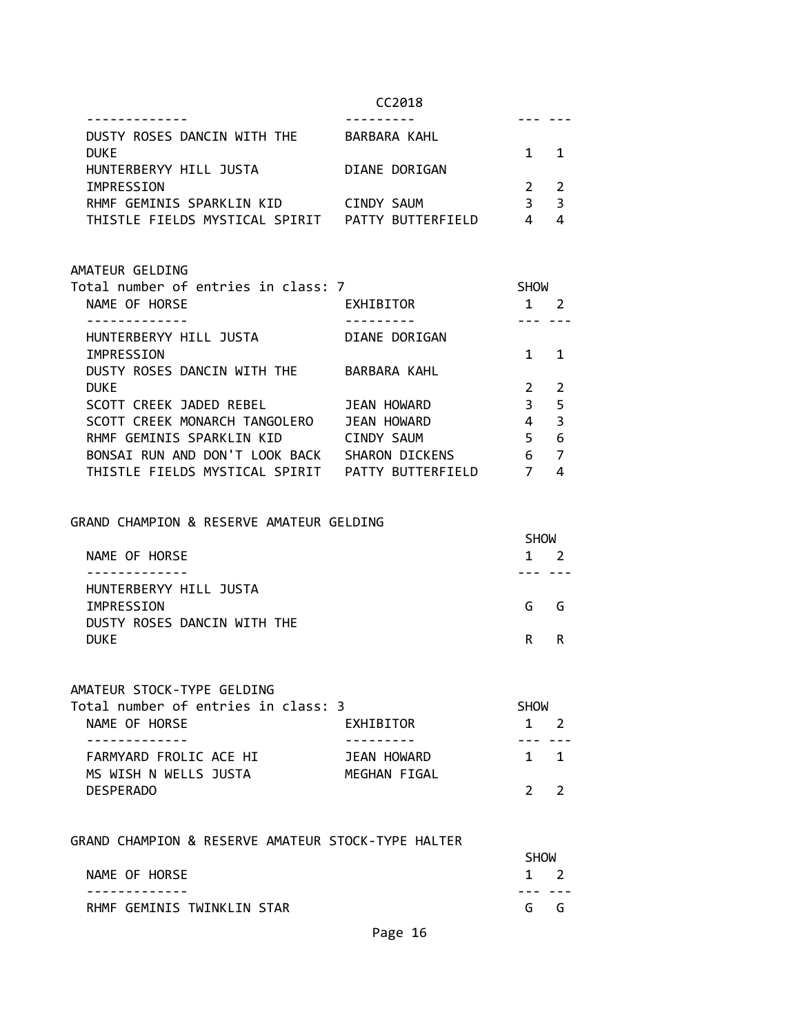| NAME OF HORSE | EXHIBITOR | SHOW 1 | SHOW 2 |
|---|---|---|---|
| DUSTY ROSES DANCIN WITH THE DUKE | BARBARA KAHL | 1 | 1 |
| HUNTERBERYY HILL JUSTA IMPRESSION | DIANE DORIGAN | 2 | 2 |
| RHMF GEMINIS SPARKLIN KID | CINDY SAUM | 3 | 3 |
| THISTLE FIELDS MYSTICAL SPIRIT | PATTY BUTTERFIELD | 4 | 4 |

## AMATEUR GELDING

Total number of entries in class: 7

| NAME OF HORSE | EXHIBITOR | SHOW 1 | SHOW 2 |
|---|---|---|---|
| HUNTERBERYY HILL JUSTA IMPRESSION | DIANE DORIGAN | 1 | 1 |
| DUSTY ROSES DANCIN WITH THE DUKE | BARBARA KAHL | 2 | 2 |
| SCOTT CREEK JADED REBEL | JEAN HOWARD | 3 | 5 |
| SCOTT CREEK MONARCH TANGOLERO | JEAN HOWARD | 4 | 3 |
| RHMF GEMINIS SPARKLIN KID | CINDY SAUM | 5 | 6 |
| BONSAI RUN AND DON'T LOOK BACK | SHARON DICKENS | 6 | 7 |
| THISTLE FIELDS MYSTICAL SPIRIT | PATTY BUTTERFIELD | 7 | 4 |

## GRAND CHAMPION & RESERVE AMATEUR GELDING

| NAME OF HORSE | SHOW 1 | SHOW 2 |
|---|---|---|
| HUNTERBERYY HILL JUSTA IMPRESSION | G | G |
| DUSTY ROSES DANCIN WITH THE DUKE | R | R |

## AMATEUR STOCK-TYPE GELDING

Total number of entries in class: 3

| NAME OF HORSE | EXHIBITOR | SHOW 1 | SHOW 2 |
|---|---|---|---|
| FARMYARD FROLIC ACE HI | JEAN HOWARD | 1 | 1 |
| MS WISH N WELLS JUSTA DESPERADO | MEGHAN FIGAL | 2 | 2 |

## GRAND CHAMPION & RESERVE AMATEUR STOCK-TYPE HALTER

| NAME OF HORSE | SHOW 1 | SHOW 2 |
|---|---|---|
| RHMF GEMINIS TWINKLIN STAR | G | G |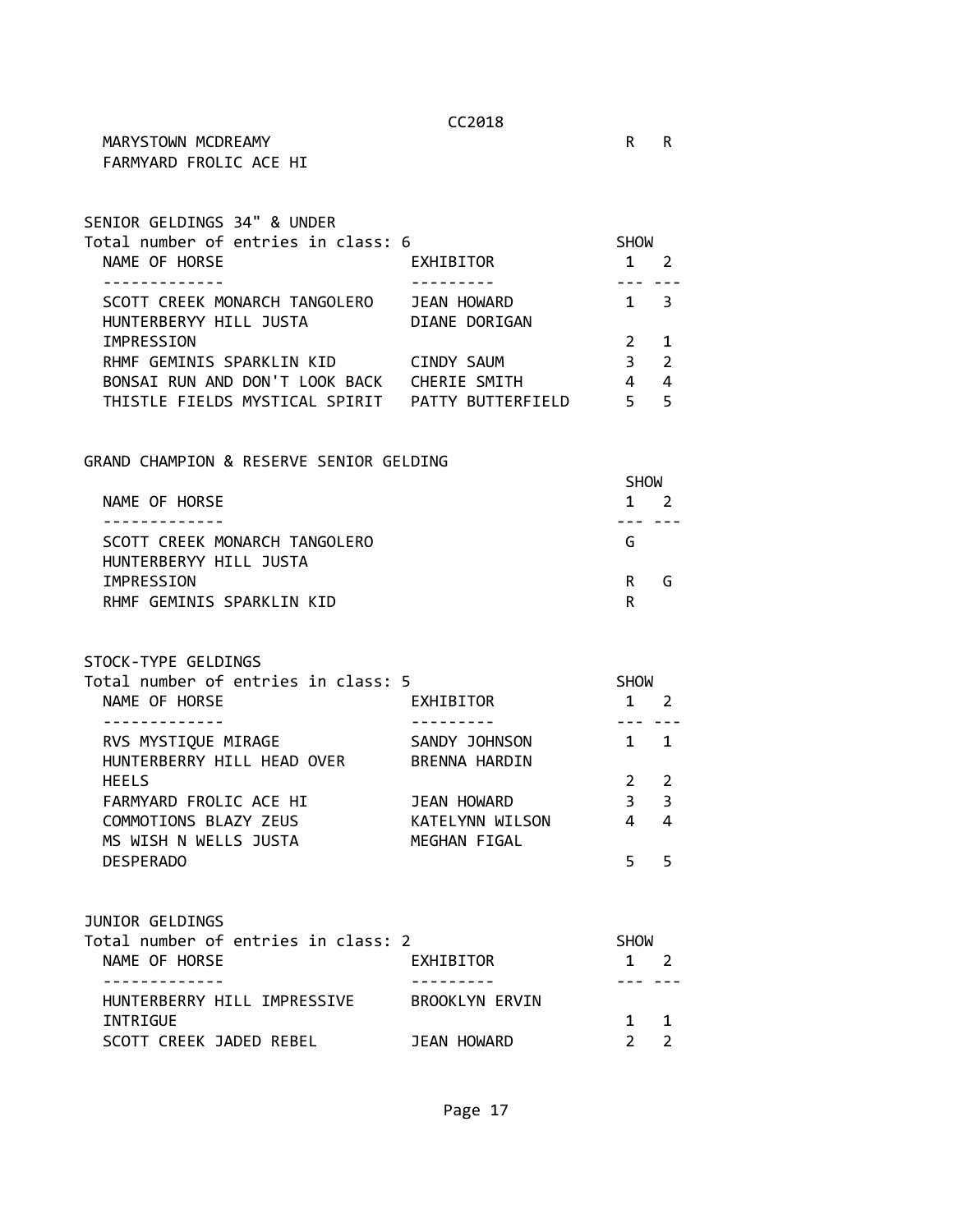| NAME OF HORSE | SHOW 1 | SHOW 2 |
|---|---|---|
| MARYSTOWN MCDREAMY | R | R |
| FARMYARD FROLIC ACE HI | | |

## SENIOR GELDINGS 34" & UNDER

Total number of entries in class: 6

| NAME OF HORSE | EXHIBITOR | SHOW 1 | SHOW 2 |
|---|---|---|---|
| SCOTT CREEK MONARCH TANGOLERO | JEAN HOWARD | 1 | 3 |
| HUNTERBERYY HILL JUSTA IMPRESSION | DIANE DORIGAN | 2 | 1 |
| RHMF GEMINIS SPARKLIN KID | CINDY SAUM | 3 | 2 |
| BONSAI RUN AND DON'T LOOK BACK | CHERIE SMITH | 4 | 4 |
| THISTLE FIELDS MYSTICAL SPIRIT | PATTY BUTTERFIELD | 5 | 5 |

## GRAND CHAMPION & RESERVE SENIOR GELDING

| NAME OF HORSE | SHOW 1 | SHOW 2 |
|---|---|---|
| SCOTT CREEK MONARCH TANGOLERO | G | |
| HUNTERBERYY HILL JUSTA IMPRESSION | R | G |
| RHMF GEMINIS SPARKLIN KID | | R |

## STOCK-TYPE GELDINGS

Total number of entries in class: 5

| NAME OF HORSE | EXHIBITOR | SHOW 1 | SHOW 2 |
|---|---|---|---|
| RVS MYSTIQUE MIRAGE | SANDY JOHNSON | 1 | 1 |
| HUNTERBERRY HILL HEAD OVER HEELS | BRENNA HARDIN | 2 | 2 |
| FARMYARD FROLIC ACE HI | JEAN HOWARD | 3 | 3 |
| COMMOTIONS BLAZY ZEUS | KATELYNN WILSON | 4 | 4 |
| MS WISH N WELLS JUSTA DESPERADO | MEGHAN FIGAL | 5 | 5 |

## JUNIOR GELDINGS

Total number of entries in class: 2

| NAME OF HORSE | EXHIBITOR | SHOW 1 | SHOW 2 |
|---|---|---|---|
| HUNTERBERRY HILL IMPRESSIVE INTRIGUE | BROOKLYN ERVIN | 1 | 1 |
| SCOTT CREEK JADED REBEL | JEAN HOWARD | 2 | 2 |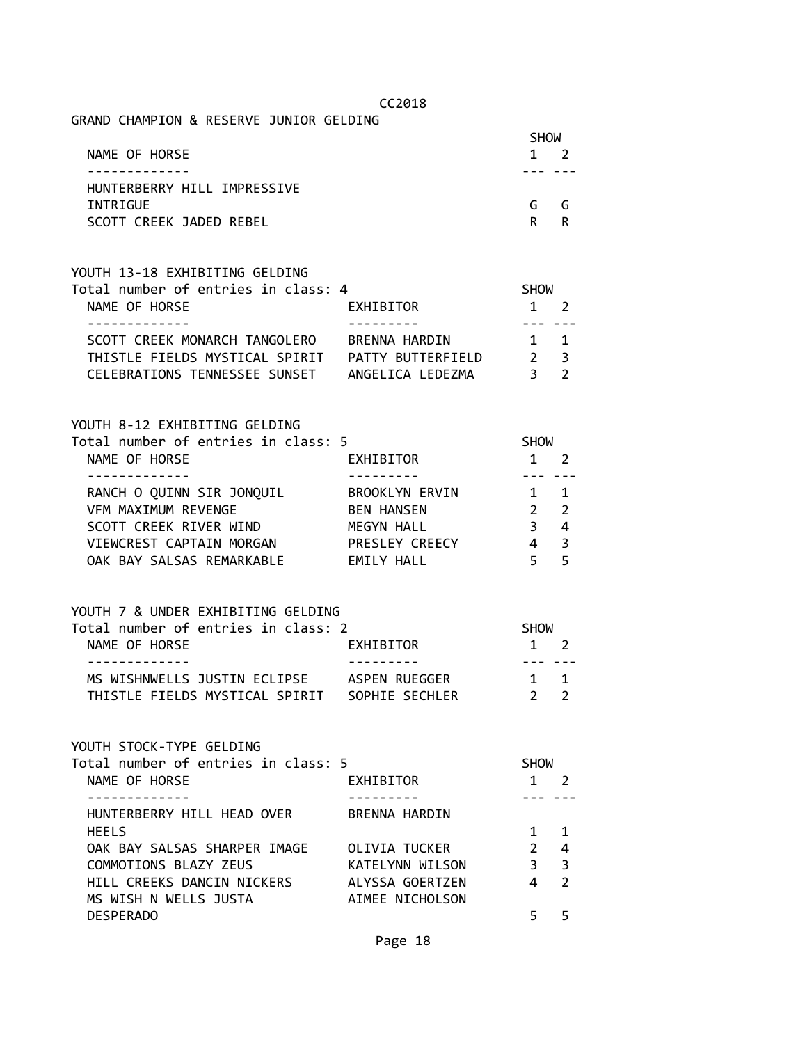CC2018

## GRAND CHAMPION & RESERVE JUNIOR GELDING

| NAME OF HORSE | SHOW 1 | SHOW 2 |
| --- | --- | --- |
| HUNTERBERRY HILL IMPRESSIVE INTRIGUE | G | G |
| SCOTT CREEK JADED REBEL | R | R |

## YOUTH 13-18 EXHIBITING GELDING

Total number of entries in class: 4

| NAME OF HORSE | EXHIBITOR | SHOW 1 | SHOW 2 |
| --- | --- | --- | --- |
| SCOTT CREEK MONARCH TANGOLERO | BRENNA HARDIN | 1 | 1 |
| THISTLE FIELDS MYSTICAL SPIRIT | PATTY BUTTERFIELD | 2 | 3 |
| CELEBRATIONS TENNESSEE SUNSET | ANGELICA LEDEZMA | 3 | 2 |

## YOUTH 8-12 EXHIBITING GELDING

Total number of entries in class: 5

| NAME OF HORSE | EXHIBITOR | SHOW 1 | SHOW 2 |
| --- | --- | --- | --- |
| RANCH O QUINN SIR JONQUIL | BROOKLYN ERVIN | 1 | 1 |
| VFM MAXIMUM REVENGE | BEN HANSEN | 2 | 2 |
| SCOTT CREEK RIVER WIND | MEGYN HALL | 3 | 4 |
| VIEWCREST CAPTAIN MORGAN | PRESLEY CREECY | 4 | 3 |
| OAK BAY SALSAS REMARKABLE | EMILY HALL | 5 | 5 |

## YOUTH 7 & UNDER EXHIBITING GELDING

Total number of entries in class: 2

| NAME OF HORSE | EXHIBITOR | SHOW 1 | SHOW 2 |
| --- | --- | --- | --- |
| MS WISHNWELLS JUSTIN ECLIPSE | ASPEN RUEGGER | 1 | 1 |
| THISTLE FIELDS MYSTICAL SPIRIT | SOPHIE SECHLER | 2 | 2 |

## YOUTH STOCK-TYPE GELDING

Total number of entries in class: 5

| NAME OF HORSE | EXHIBITOR | SHOW 1 | SHOW 2 |
| --- | --- | --- | --- |
| HUNTERBERRY HILL HEAD OVER HEELS | BRENNA HARDIN | 1 | 1 |
| OAK BAY SALSAS SHARPER IMAGE | OLIVIA TUCKER | 2 | 4 |
| COMMOTIONS BLAZY ZEUS | KATELYNN WILSON | 3 | 3 |
| HILL CREEKS DANCIN NICKERS | ALYSSA GOERTZEN | 4 | 2 |
| MS WISH N WELLS JUSTA DESPERADO | AIMEE NICHOLSON | 5 | 5 |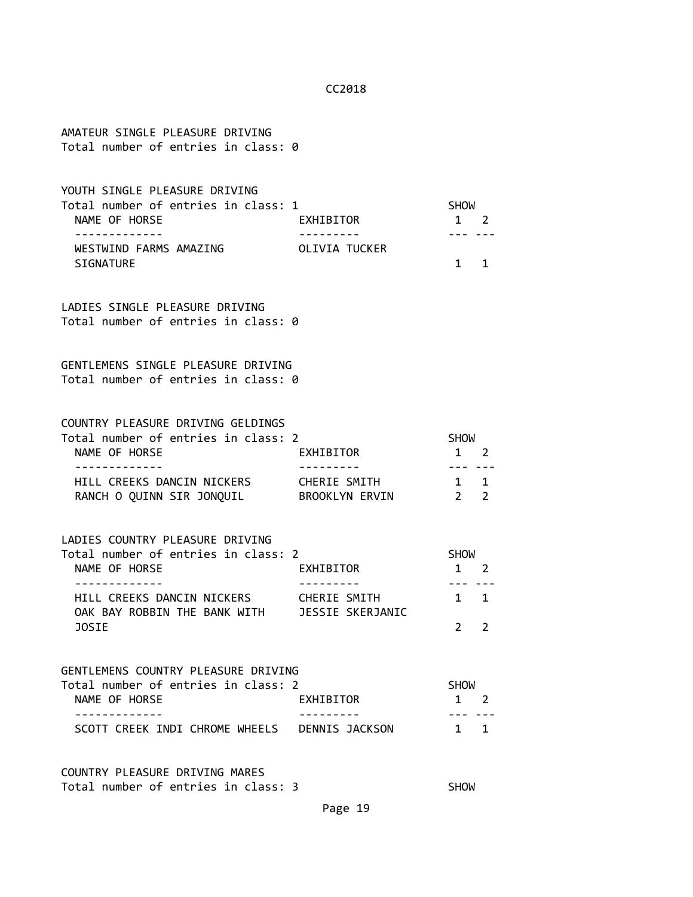AMATEUR SINGLE PLEASURE DRIVING
Total number of entries in class: 0

YOUTH SINGLE PLEASURE DRIVING
Total number of entries in class: 1

| NAME OF HORSE | EXHIBITOR | SHOW 1 | SHOW 2 |
|---|---|---|---|
| WESTWIND FARMS AMAZING SIGNATURE | OLIVIA TUCKER | 1 | 1 |

LADIES SINGLE PLEASURE DRIVING
Total number of entries in class: 0

GENTLEMENS SINGLE PLEASURE DRIVING
Total number of entries in class: 0

COUNTRY PLEASURE DRIVING GELDINGS
Total number of entries in class: 2

| NAME OF HORSE | EXHIBITOR | SHOW 1 | SHOW 2 |
|---|---|---|---|
| HILL CREEKS DANCIN NICKERS | CHERIE SMITH | 1 | 1 |
| RANCH O QUINN SIR JONQUIL | BROOKLYN ERVIN | 2 | 2 |

LADIES COUNTRY PLEASURE DRIVING
Total number of entries in class: 2

| NAME OF HORSE | EXHIBITOR | SHOW 1 | SHOW 2 |
|---|---|---|---|
| HILL CREEKS DANCIN NICKERS | CHERIE SMITH | 1 | 1 |
| OAK BAY ROBBIN THE BANK WITH JOSIE | JESSIE SKERJANIC | 2 | 2 |

GENTLEMENS COUNTRY PLEASURE DRIVING
Total number of entries in class: 2

| NAME OF HORSE | EXHIBITOR | SHOW 1 | SHOW 2 |
|---|---|---|---|
| SCOTT CREEK INDI CHROME WHEELS | DENNIS JACKSON | 1 | 1 |

COUNTRY PLEASURE DRIVING MARES
Total number of entries in class: 3 SHOW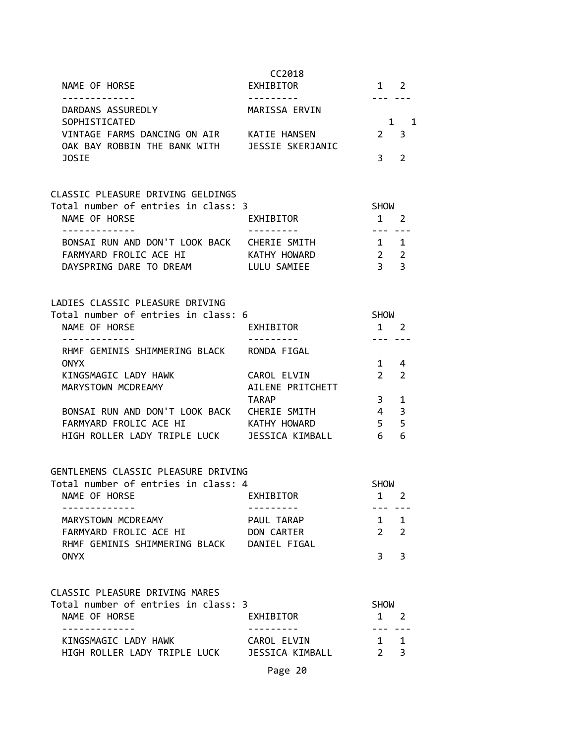CC2018

| NAME OF HORSE | EXHIBITOR | 1 | 2 |
|---|---|---|---|
| DARDANS ASSUREDLY SOPHISTICATED | MARISSA ERVIN | 1 | 1 |
| VINTAGE FARMS DANCING ON AIR | KATIE HANSEN | 2 | 3 |
| OAK BAY ROBBIN THE BANK WITH JOSIE | JESSIE SKERJANIC | 3 | 2 |

## CLASSIC PLEASURE DRIVING GELDINGS

Total number of entries in class: 3

| NAME OF HORSE | EXHIBITOR | SHOW 1 | 2 |
|---|---|---|---|
| BONSAI RUN AND DON'T LOOK BACK | CHERIE SMITH | 1 | 1 |
| FARMYARD FROLIC ACE HI | KATHY HOWARD | 2 | 2 |
| DAYSPRING DARE TO DREAM | LULU SAMIEE | 3 | 3 |

## LADIES CLASSIC PLEASURE DRIVING

Total number of entries in class: 6

| NAME OF HORSE | EXHIBITOR | SHOW 1 | 2 |
|---|---|---|---|
| RHMF GEMINIS SHIMMERING BLACK ONYX | RONDA FIGAL | 1 | 4 |
| KINGSMAGIC LADY HAWK | CAROL ELVIN | 2 | 2 |
| MARYSTOWN MCDREAMY | AILENE PRITCHETT TARAP | 3 | 1 |
| BONSAI RUN AND DON'T LOOK BACK | CHERIE SMITH | 4 | 3 |
| FARMYARD FROLIC ACE HI | KATHY HOWARD | 5 | 5 |
| HIGH ROLLER LADY TRIPLE LUCK | JESSICA KIMBALL | 6 | 6 |

## GENTLEMENS CLASSIC PLEASURE DRIVING

Total number of entries in class: 4

| NAME OF HORSE | EXHIBITOR | SHOW 1 | 2 |
|---|---|---|---|
| MARYSTOWN MCDREAMY | PAUL TARAP | 1 | 1 |
| FARMYARD FROLIC ACE HI | DON CARTER | 2 | 2 |
| RHMF GEMINIS SHIMMERING BLACK ONYX | DANIEL FIGAL | 3 | 3 |

## CLASSIC PLEASURE DRIVING MARES

Total number of entries in class: 3

| NAME OF HORSE | EXHIBITOR | SHOW 1 | 2 |
|---|---|---|---|
| KINGSMAGIC LADY HAWK | CAROL ELVIN | 1 | 1 |
| HIGH ROLLER LADY TRIPLE LUCK | JESSICA KIMBALL | 2 | 3 |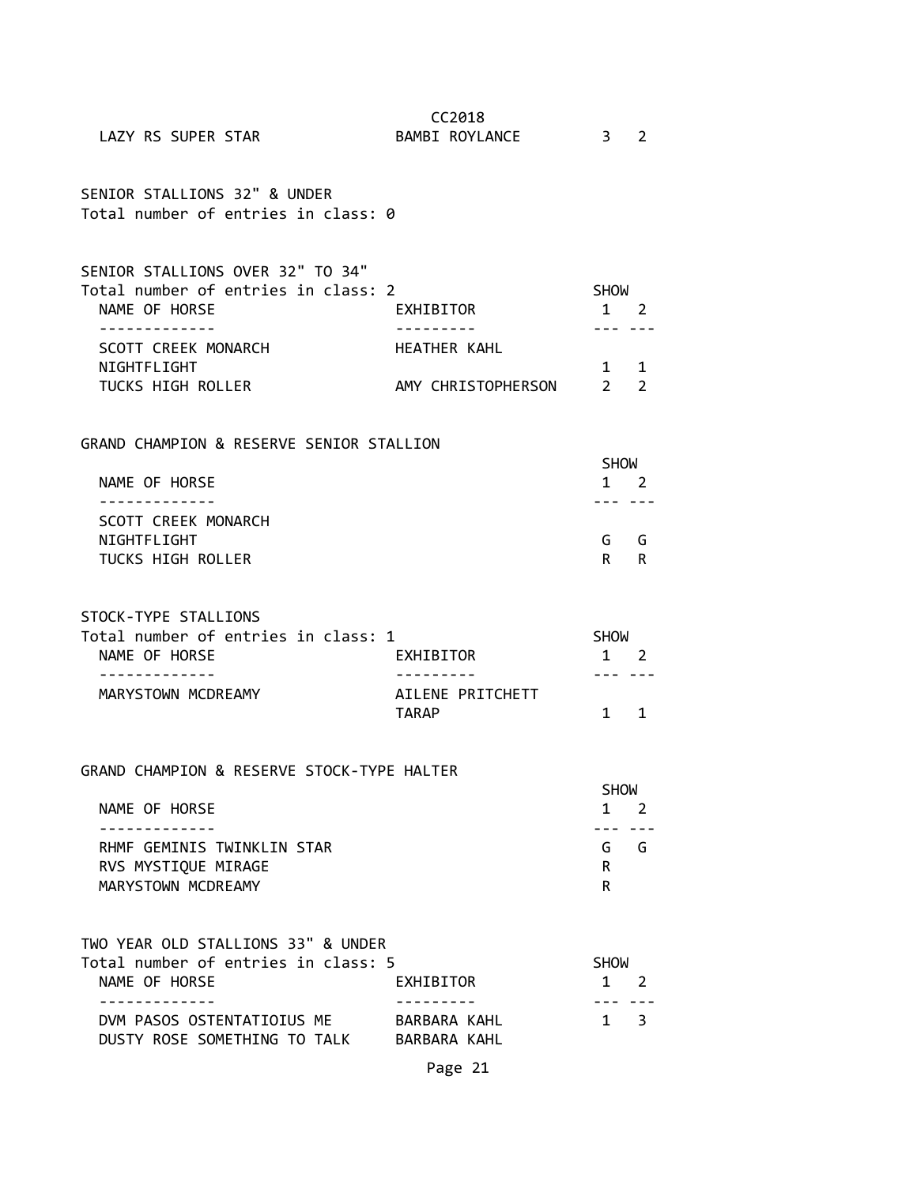| | | | |
|---|---|---|---|
| LAZY RS SUPER STAR | BAMBI ROYLANCE | 3 | 2 |

SENIOR STALLIONS 32" & UNDER
Total number of entries in class: 0

SENIOR STALLIONS OVER 32" TO 34"
Total number of entries in class: 2

| NAME OF HORSE | EXHIBITOR | SHOW 1 | SHOW 2 |
|---|---|---|---|
| SCOTT CREEK MONARCH NIGHTFLIGHT | HEATHER KAHL | 1 | 1 |
| TUCKS HIGH ROLLER | AMY CHRISTOPHERSON | 2 | 2 |

GRAND CHAMPION & RESERVE SENIOR STALLION

| NAME OF HORSE | SHOW 1 | SHOW 2 |
|---|---|---|
| SCOTT CREEK MONARCH NIGHTFLIGHT | G | G |
| TUCKS HIGH ROLLER | R | R |

STOCK-TYPE STALLIONS
Total number of entries in class: 1

| NAME OF HORSE | EXHIBITOR | SHOW 1 | SHOW 2 |
|---|---|---|---|
| MARYSTOWN MCDREAMY | AILENE PRITCHETT TARAP | 1 | 1 |

GRAND CHAMPION & RESERVE STOCK-TYPE HALTER

| NAME OF HORSE | SHOW 1 | SHOW 2 |
|---|---|---|
| RHMF GEMINIS TWINKLIN STAR | G | G |
| RVS MYSTIQUE MIRAGE | R | |
| MARYSTOWN MCDREAMY | R | |

TWO YEAR OLD STALLIONS 33" & UNDER
Total number of entries in class: 5

| NAME OF HORSE | EXHIBITOR | SHOW 1 | SHOW 2 |
|---|---|---|---|
| DVM PASOS OSTENTATIOIUS ME | BARBARA KAHL | 1 | 3 |
| DUSTY ROSE SOMETHING TO TALK | BARBARA KAHL | | |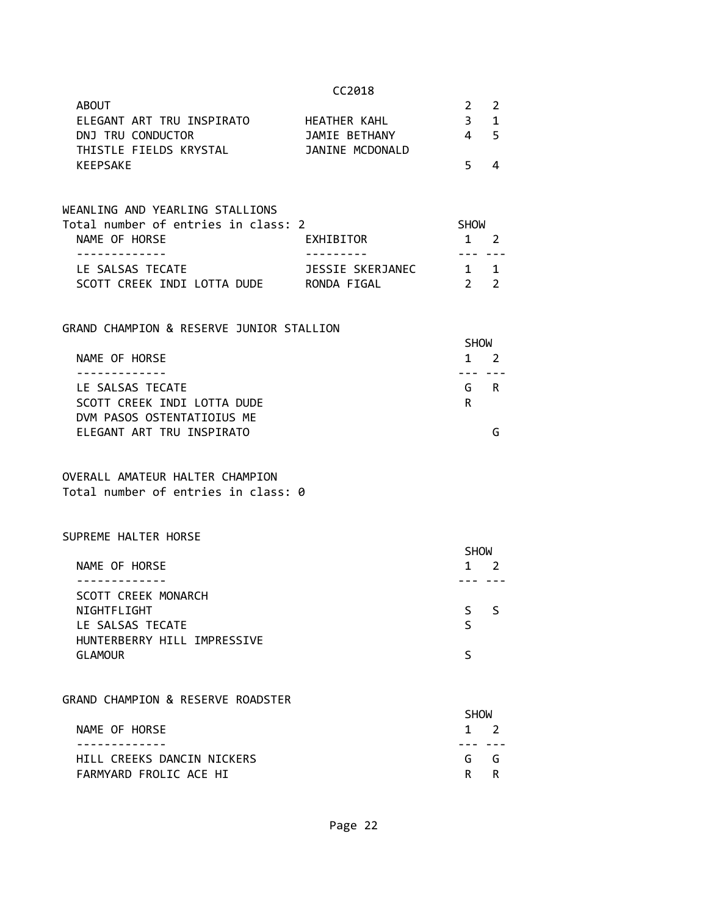| | | | |
|---|---|---|---|
| ABOUT | | 2 | 2 |
| ELEGANT ART TRU INSPIRATO | HEATHER KAHL | 3 | 1 |
| DNJ TRU CONDUCTOR | JAMIE BETHANY | 4 | 5 |
| THISTLE FIELDS KRYSTAL KEEPSAKE | JANINE MCDONALD | 5 | 4 |

WEANLING AND YEARLING STALLIONS
Total number of entries in class: 2

| NAME OF HORSE | EXHIBITOR | SHOW 1 | 2 |
|---|---|---|---|
| LE SALSAS TECATE | JESSIE SKERJANEC | 1 | 1 |
| SCOTT CREEK INDI LOTTA DUDE | RONDA FIGAL | 2 | 2 |

GRAND CHAMPION & RESERVE JUNIOR STALLION

| NAME OF HORSE | SHOW 1 | 2 |
|---|---|---|
| LE SALSAS TECATE | G | R |
| SCOTT CREEK INDI LOTTA DUDE | R | |
| DVM PASOS OSTENTATIOIUS ME | | |
| ELEGANT ART TRU INSPIRATO | | G |

OVERALL AMATEUR HALTER CHAMPION
Total number of entries in class: 0

SUPREME HALTER HORSE

| NAME OF HORSE | SHOW 1 | 2 |
|---|---|---|
| SCOTT CREEK MONARCH NIGHTFLIGHT | S | S |
| LE SALSAS TECATE | S | |
| HUNTERBERRY HILL IMPRESSIVE GLAMOUR | S | |

GRAND CHAMPION & RESERVE ROADSTER

| NAME OF HORSE | SHOW 1 | 2 |
|---|---|---|
| HILL CREEKS DANCIN NICKERS | G | G |
| FARMYARD FROLIC ACE HI | R | R |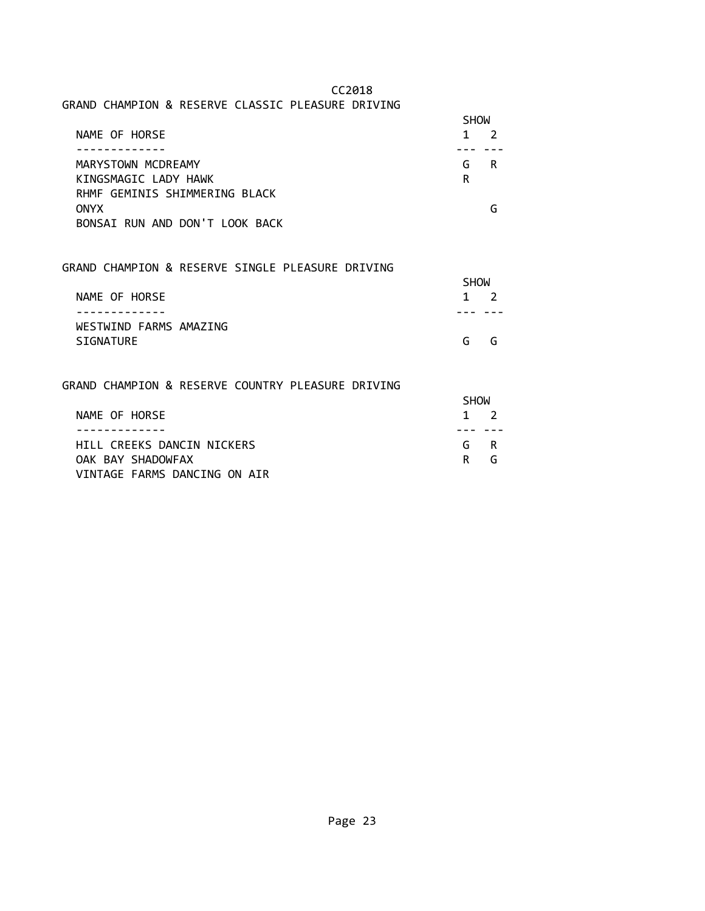CC2018

## GRAND CHAMPION & RESERVE CLASSIC PLEASURE DRIVING

| NAME OF HORSE | SHOW 1 | SHOW 2 |
|---|---|---|
| MARYSTOWN MCDREAMY | G | R |
| KINGSMAGIC LADY HAWK | R | |
| RHMF GEMINIS SHIMMERING BLACK ONYX | | G |
| BONSAI RUN AND DON'T LOOK BACK | | |

## GRAND CHAMPION & RESERVE SINGLE PLEASURE DRIVING

| NAME OF HORSE | SHOW 1 | SHOW 2 |
|---|---|---|
| WESTWIND FARMS AMAZING SIGNATURE | G | G |

## GRAND CHAMPION & RESERVE COUNTRY PLEASURE DRIVING

| NAME OF HORSE | SHOW 1 | SHOW 2 |
|---|---|---|
| HILL CREEKS DANCIN NICKERS | G | R |
| OAK BAY SHADOWFAX | R | G |
| VINTAGE FARMS DANCING ON AIR | | |